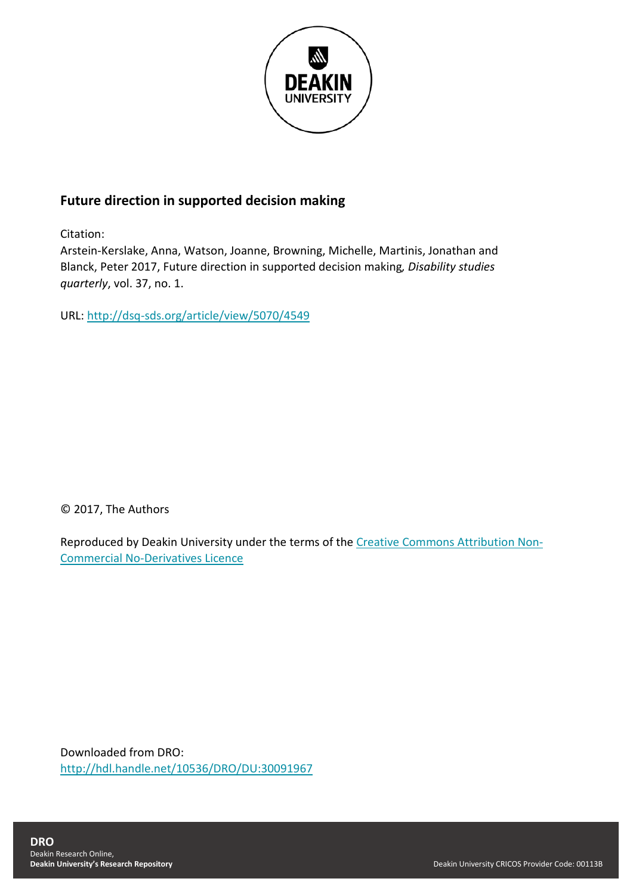**Future direction in supported decision making**

Citation:

Arstein-Kerslake, Anna, Watson, Joanne, Browning, Michelle, Martinis, Jonathan and Blanck, Peter 2017, Future direction in supported decision making, *Disability studies quarterly*, vol. 37, no. 1.

URL: http://dsq-sds.org/article/view/5070/4549

© 2017, The Authors

Reproduced by Deakin University under the terms of the Creative Commons Attribution Non-Commercial No-Derivatives Licence

Downloaded from DRO:
http://hdl.handle.net/10536/DRO/DU:30091967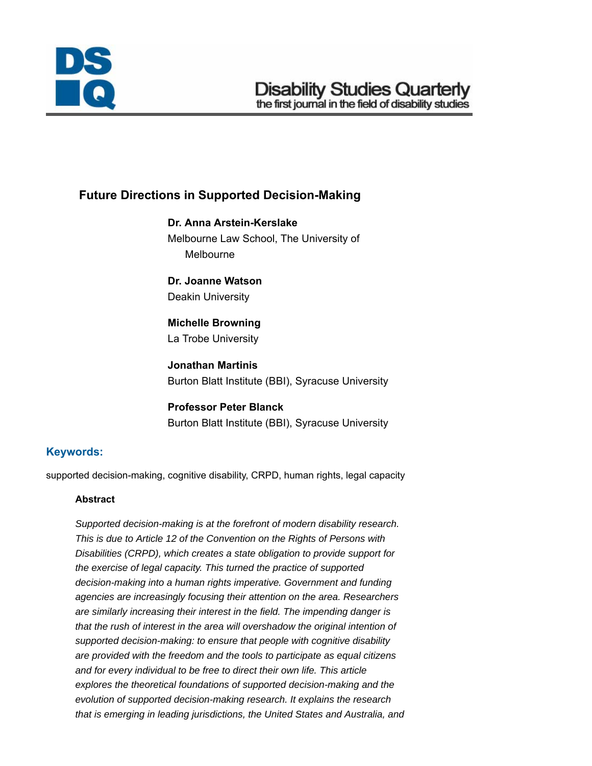# Future Directions in Supported Decision-Making

**Dr. Anna Arstein-Kerslake**
Melbourne Law School, The University of Melbourne

**Dr. Joanne Watson**
Deakin University

**Michelle Browning**
La Trobe University

**Jonathan Martinis**
Burton Blatt Institute (BBI), Syracuse University

**Professor Peter Blanck**
Burton Blatt Institute (BBI), Syracuse University

## Keywords:

supported decision-making, cognitive disability, CRPD, human rights, legal capacity

### Abstract

*Supported decision-making is at the forefront of modern disability research. This is due to Article 12 of the Convention on the Rights of Persons with Disabilities (CRPD), which creates a state obligation to provide support for the exercise of legal capacity. This turned the practice of supported decision-making into a human rights imperative. Government and funding agencies are increasingly focusing their attention on the area. Researchers are similarly increasing their interest in the field. The impending danger is that the rush of interest in the area will overshadow the original intention of supported decision-making: to ensure that people with cognitive disability are provided with the freedom and the tools to participate as equal citizens and for every individual to be free to direct their own life. This article explores the theoretical foundations of supported decision-making and the evolution of supported decision-making research. It explains the research that is emerging in leading jurisdictions, the United States and Australia, and*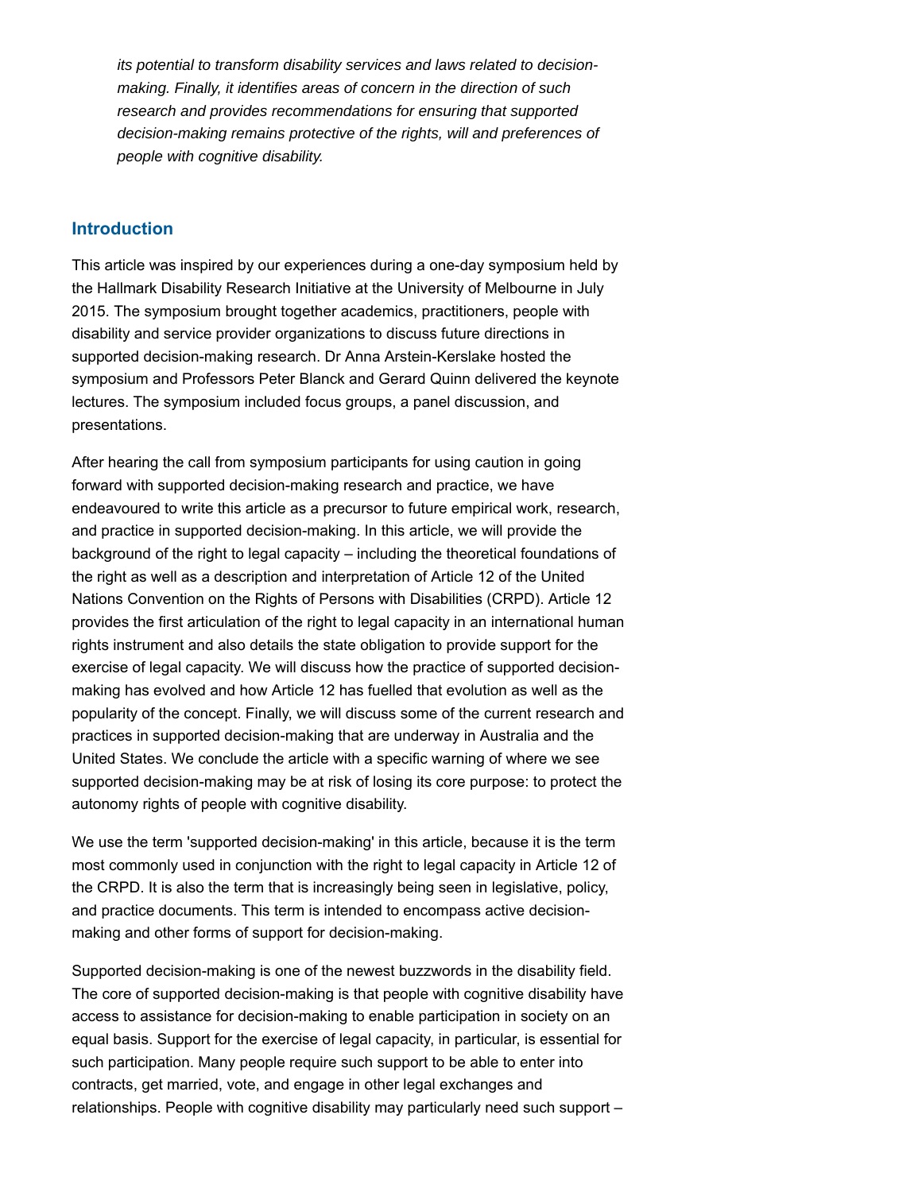*its potential to transform disability services and laws related to decision-making. Finally, it identifies areas of concern in the direction of such research and provides recommendations for ensuring that supported decision-making remains protective of the rights, will and preferences of people with cognitive disability.*

## Introduction

This article was inspired by our experiences during a one-day symposium held by the Hallmark Disability Research Initiative at the University of Melbourne in July 2015. The symposium brought together academics, practitioners, people with disability and service provider organizations to discuss future directions in supported decision-making research. Dr Anna Arstein-Kerslake hosted the symposium and Professors Peter Blanck and Gerard Quinn delivered the keynote lectures. The symposium included focus groups, a panel discussion, and presentations.

After hearing the call from symposium participants for using caution in going forward with supported decision-making research and practice, we have endeavoured to write this article as a precursor to future empirical work, research, and practice in supported decision-making. In this article, we will provide the background of the right to legal capacity – including the theoretical foundations of the right as well as a description and interpretation of Article 12 of the United Nations Convention on the Rights of Persons with Disabilities (CRPD). Article 12 provides the first articulation of the right to legal capacity in an international human rights instrument and also details the state obligation to provide support for the exercise of legal capacity. We will discuss how the practice of supported decision-making has evolved and how Article 12 has fuelled that evolution as well as the popularity of the concept. Finally, we will discuss some of the current research and practices in supported decision-making that are underway in Australia and the United States. We conclude the article with a specific warning of where we see supported decision-making may be at risk of losing its core purpose: to protect the autonomy rights of people with cognitive disability.

We use the term 'supported decision-making' in this article, because it is the term most commonly used in conjunction with the right to legal capacity in Article 12 of the CRPD. It is also the term that is increasingly being seen in legislative, policy, and practice documents. This term is intended to encompass active decision-making and other forms of support for decision-making.

Supported decision-making is one of the newest buzzwords in the disability field. The core of supported decision-making is that people with cognitive disability have access to assistance for decision-making to enable participation in society on an equal basis. Support for the exercise of legal capacity, in particular, is essential for such participation. Many people require such support to be able to enter into contracts, get married, vote, and engage in other legal exchanges and relationships. People with cognitive disability may particularly need such support –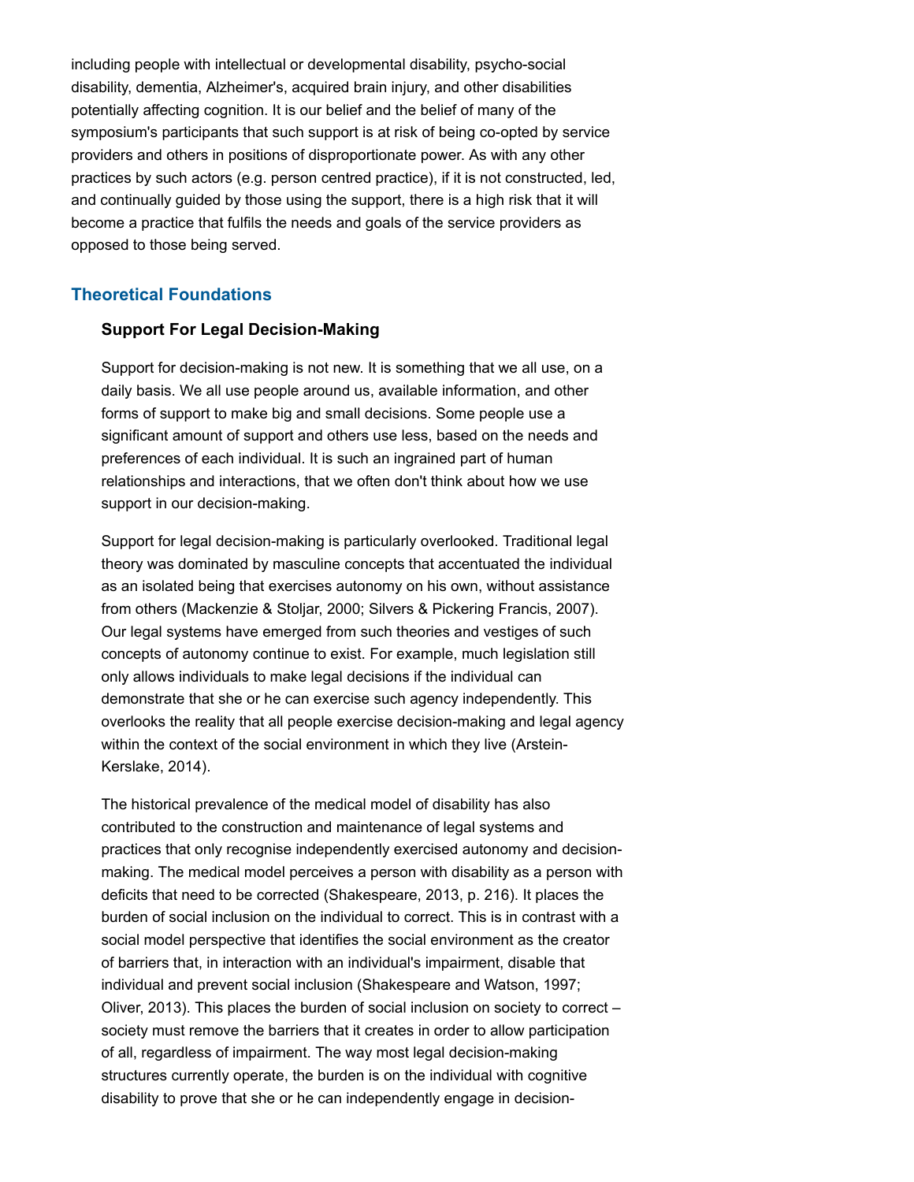including people with intellectual or developmental disability, psycho-social disability, dementia, Alzheimer's, acquired brain injury, and other disabilities potentially affecting cognition. It is our belief and the belief of many of the symposium's participants that such support is at risk of being co-opted by service providers and others in positions of disproportionate power. As with any other practices by such actors (e.g. person centred practice), if it is not constructed, led, and continually guided by those using the support, there is a high risk that it will become a practice that fulfils the needs and goals of the service providers as opposed to those being served.

## Theoretical Foundations

### Support For Legal Decision-Making

Support for decision-making is not new. It is something that we all use, on a daily basis. We all use people around us, available information, and other forms of support to make big and small decisions. Some people use a significant amount of support and others use less, based on the needs and preferences of each individual. It is such an ingrained part of human relationships and interactions, that we often don't think about how we use support in our decision-making.

Support for legal decision-making is particularly overlooked. Traditional legal theory was dominated by masculine concepts that accentuated the individual as an isolated being that exercises autonomy on his own, without assistance from others (Mackenzie & Stoljar, 2000; Silvers & Pickering Francis, 2007). Our legal systems have emerged from such theories and vestiges of such concepts of autonomy continue to exist. For example, much legislation still only allows individuals to make legal decisions if the individual can demonstrate that she or he can exercise such agency independently. This overlooks the reality that all people exercise decision-making and legal agency within the context of the social environment in which they live (Arstein-Kerslake, 2014).

The historical prevalence of the medical model of disability has also contributed to the construction and maintenance of legal systems and practices that only recognise independently exercised autonomy and decision-making. The medical model perceives a person with disability as a person with deficits that need to be corrected (Shakespeare, 2013, p. 216). It places the burden of social inclusion on the individual to correct. This is in contrast with a social model perspective that identifies the social environment as the creator of barriers that, in interaction with an individual's impairment, disable that individual and prevent social inclusion (Shakespeare and Watson, 1997; Oliver, 2013). This places the burden of social inclusion on society to correct – society must remove the barriers that it creates in order to allow participation of all, regardless of impairment. The way most legal decision-making structures currently operate, the burden is on the individual with cognitive disability to prove that she or he can independently engage in decision-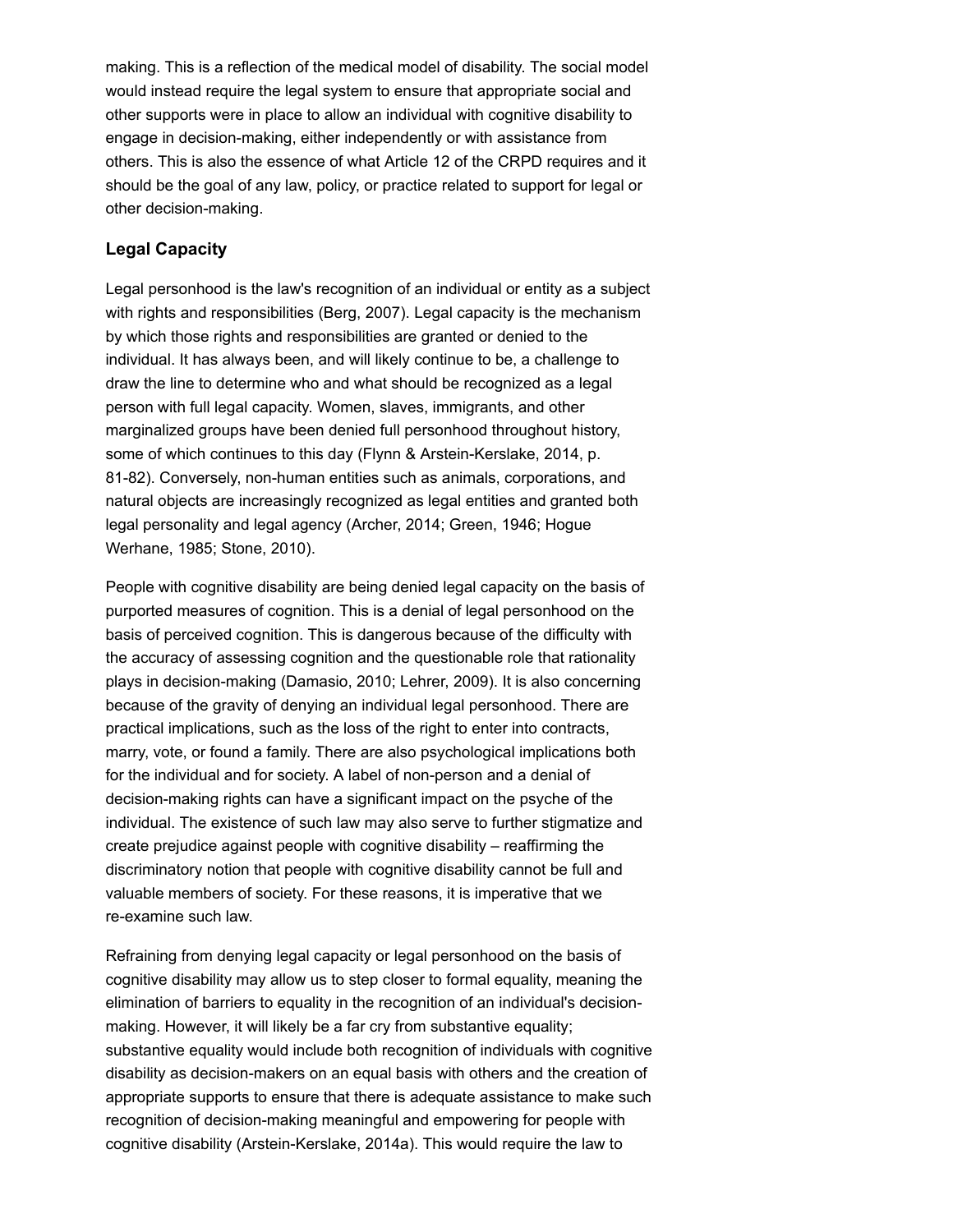making. This is a reflection of the medical model of disability. The social model would instead require the legal system to ensure that appropriate social and other supports were in place to allow an individual with cognitive disability to engage in decision-making, either independently or with assistance from others. This is also the essence of what Article 12 of the CRPD requires and it should be the goal of any law, policy, or practice related to support for legal or other decision-making.

### Legal Capacity

Legal personhood is the law's recognition of an individual or entity as a subject with rights and responsibilities (Berg, 2007). Legal capacity is the mechanism by which those rights and responsibilities are granted or denied to the individual. It has always been, and will likely continue to be, a challenge to draw the line to determine who and what should be recognized as a legal person with full legal capacity. Women, slaves, immigrants, and other marginalized groups have been denied full personhood throughout history, some of which continues to this day (Flynn & Arstein-Kerslake, 2014, p. 81-82). Conversely, non-human entities such as animals, corporations, and natural objects are increasingly recognized as legal entities and granted both legal personality and legal agency (Archer, 2014; Green, 1946; Hogue Werhane, 1985; Stone, 2010).

People with cognitive disability are being denied legal capacity on the basis of purported measures of cognition. This is a denial of legal personhood on the basis of perceived cognition. This is dangerous because of the difficulty with the accuracy of assessing cognition and the questionable role that rationality plays in decision-making (Damasio, 2010; Lehrer, 2009). It is also concerning because of the gravity of denying an individual legal personhood. There are practical implications, such as the loss of the right to enter into contracts, marry, vote, or found a family. There are also psychological implications both for the individual and for society. A label of non-person and a denial of decision-making rights can have a significant impact on the psyche of the individual. The existence of such law may also serve to further stigmatize and create prejudice against people with cognitive disability – reaffirming the discriminatory notion that people with cognitive disability cannot be full and valuable members of society. For these reasons, it is imperative that we re-examine such law.

Refraining from denying legal capacity or legal personhood on the basis of cognitive disability may allow us to step closer to formal equality, meaning the elimination of barriers to equality in the recognition of an individual's decision-making. However, it will likely be a far cry from substantive equality; substantive equality would include both recognition of individuals with cognitive disability as decision-makers on an equal basis with others and the creation of appropriate supports to ensure that there is adequate assistance to make such recognition of decision-making meaningful and empowering for people with cognitive disability (Arstein-Kerslake, 2014a). This would require the law to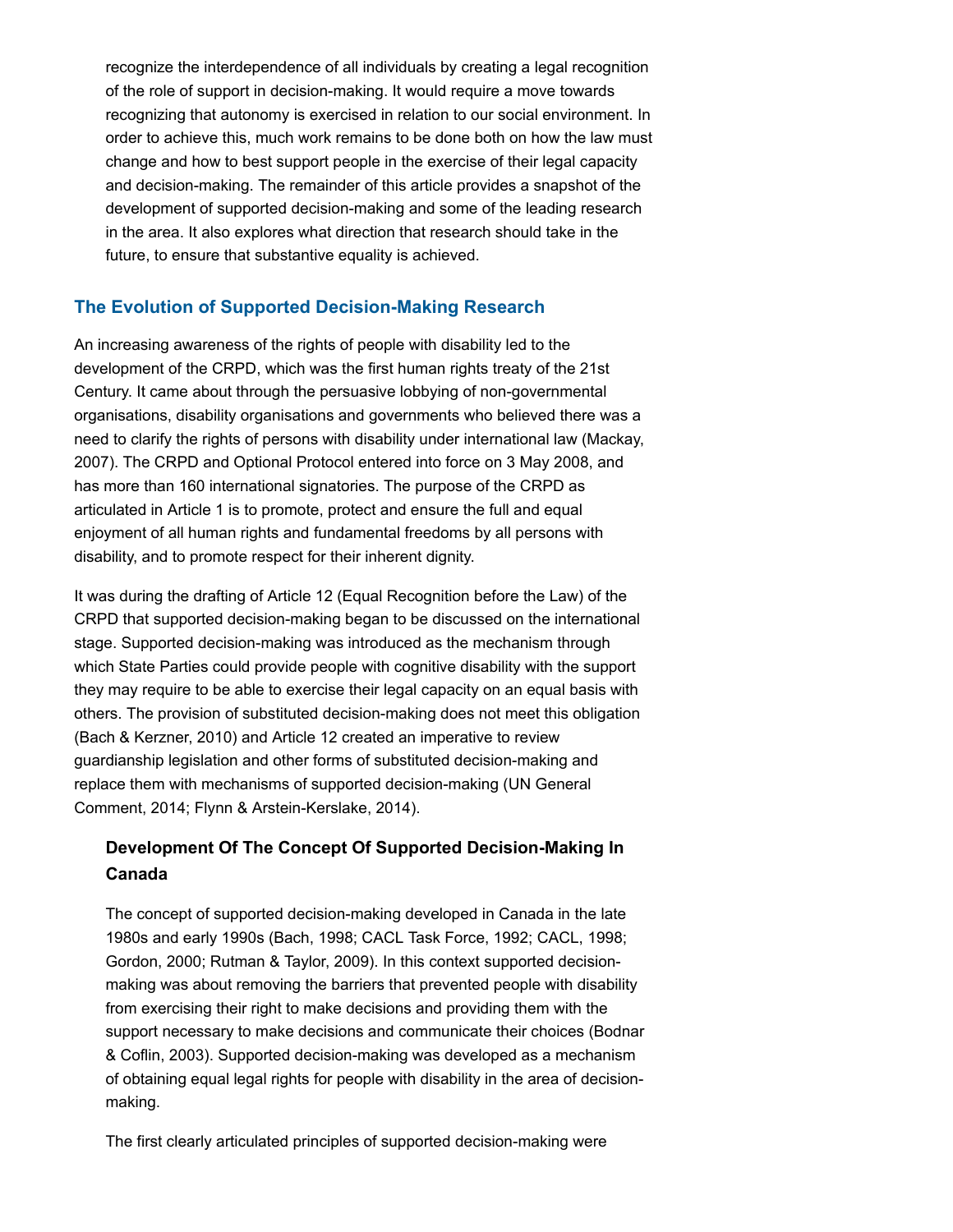recognize the interdependence of all individuals by creating a legal recognition of the role of support in decision-making. It would require a move towards recognizing that autonomy is exercised in relation to our social environment. In order to achieve this, much work remains to be done both on how the law must change and how to best support people in the exercise of their legal capacity and decision-making. The remainder of this article provides a snapshot of the development of supported decision-making and some of the leading research in the area. It also explores what direction that research should take in the future, to ensure that substantive equality is achieved.

## The Evolution of Supported Decision-Making Research

An increasing awareness of the rights of people with disability led to the development of the CRPD, which was the first human rights treaty of the 21st Century. It came about through the persuasive lobbying of non-governmental organisations, disability organisations and governments who believed there was a need to clarify the rights of persons with disability under international law (Mackay, 2007). The CRPD and Optional Protocol entered into force on 3 May 2008, and has more than 160 international signatories. The purpose of the CRPD as articulated in Article 1 is to promote, protect and ensure the full and equal enjoyment of all human rights and fundamental freedoms by all persons with disability, and to promote respect for their inherent dignity.

It was during the drafting of Article 12 (Equal Recognition before the Law) of the CRPD that supported decision-making began to be discussed on the international stage. Supported decision-making was introduced as the mechanism through which State Parties could provide people with cognitive disability with the support they may require to be able to exercise their legal capacity on an equal basis with others. The provision of substituted decision-making does not meet this obligation (Bach & Kerzner, 2010) and Article 12 created an imperative to review guardianship legislation and other forms of substituted decision-making and replace them with mechanisms of supported decision-making (UN General Comment, 2014; Flynn & Arstein-Kerslake, 2014).

### Development Of The Concept Of Supported Decision-Making In Canada

The concept of supported decision-making developed in Canada in the late 1980s and early 1990s (Bach, 1998; CACL Task Force, 1992; CACL, 1998; Gordon, 2000; Rutman & Taylor, 2009). In this context supported decision-making was about removing the barriers that prevented people with disability from exercising their right to make decisions and providing them with the support necessary to make decisions and communicate their choices (Bodnar & Coflin, 2003). Supported decision-making was developed as a mechanism of obtaining equal legal rights for people with disability in the area of decision-making.

The first clearly articulated principles of supported decision-making were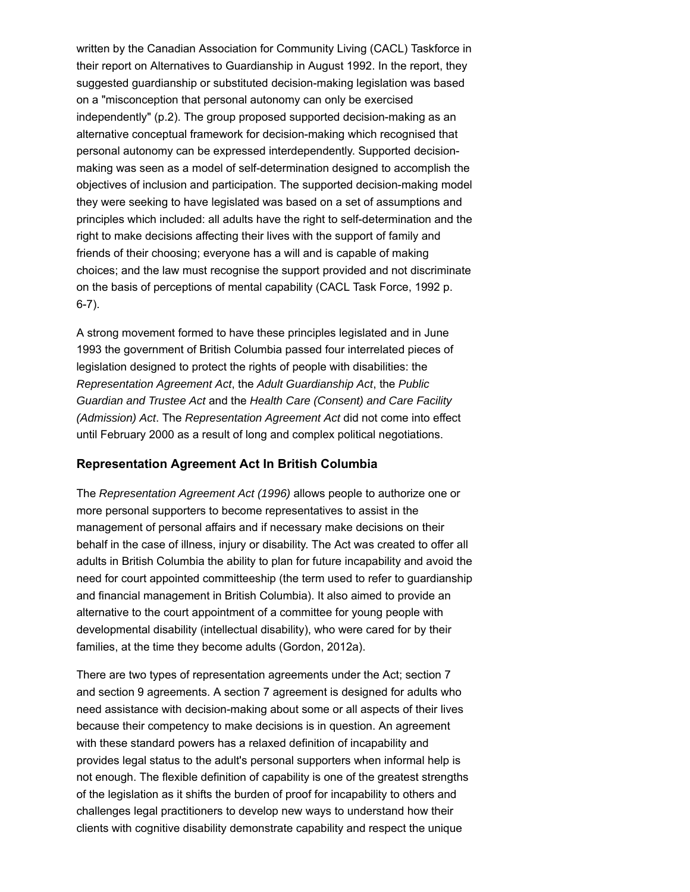written by the Canadian Association for Community Living (CACL) Taskforce in their report on Alternatives to Guardianship in August 1992. In the report, they suggested guardianship or substituted decision-making legislation was based on a "misconception that personal autonomy can only be exercised independently" (p.2). The group proposed supported decision-making as an alternative conceptual framework for decision-making which recognised that personal autonomy can be expressed interdependently. Supported decision-making was seen as a model of self-determination designed to accomplish the objectives of inclusion and participation. The supported decision-making model they were seeking to have legislated was based on a set of assumptions and principles which included: all adults have the right to self-determination and the right to make decisions affecting their lives with the support of family and friends of their choosing; everyone has a will and is capable of making choices; and the law must recognise the support provided and not discriminate on the basis of perceptions of mental capability (CACL Task Force, 1992 p. 6-7).

A strong movement formed to have these principles legislated and in June 1993 the government of British Columbia passed four interrelated pieces of legislation designed to protect the rights of people with disabilities: the *Representation Agreement Act*, the *Adult Guardianship Act*, the *Public Guardian and Trustee Act* and the *Health Care (Consent) and Care Facility (Admission) Act*. The *Representation Agreement Act* did not come into effect until February 2000 as a result of long and complex political negotiations.

### Representation Agreement Act In British Columbia

The *Representation Agreement Act (1996)* allows people to authorize one or more personal supporters to become representatives to assist in the management of personal affairs and if necessary make decisions on their behalf in the case of illness, injury or disability. The Act was created to offer all adults in British Columbia the ability to plan for future incapability and avoid the need for court appointed committeeship (the term used to refer to guardianship and financial management in British Columbia). It also aimed to provide an alternative to the court appointment of a committee for young people with developmental disability (intellectual disability), who were cared for by their families, at the time they become adults (Gordon, 2012a).

There are two types of representation agreements under the Act; section 7 and section 9 agreements. A section 7 agreement is designed for adults who need assistance with decision-making about some or all aspects of their lives because their competency to make decisions is in question. An agreement with these standard powers has a relaxed definition of incapability and provides legal status to the adult's personal supporters when informal help is not enough. The flexible definition of capability is one of the greatest strengths of the legislation as it shifts the burden of proof for incapability to others and challenges legal practitioners to develop new ways to understand how their clients with cognitive disability demonstrate capability and respect the unique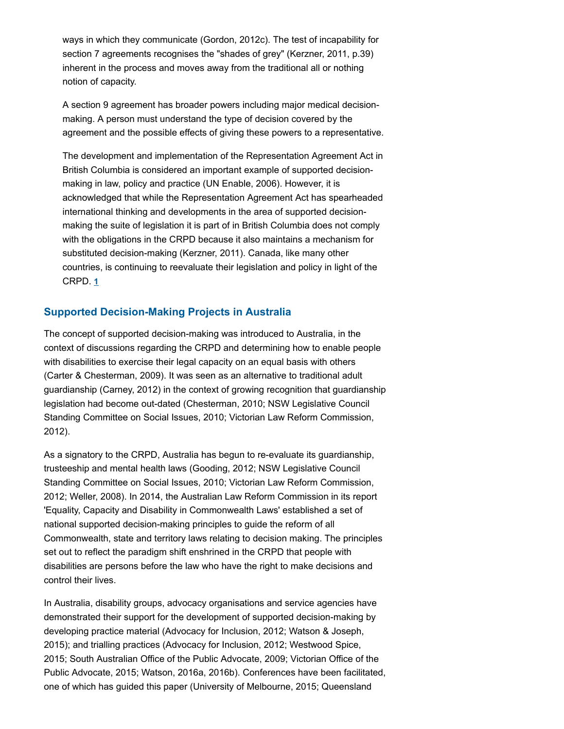ways in which they communicate (Gordon, 2012c). The test of incapability for section 7 agreements recognises the "shades of grey" (Kerzner, 2011, p.39) inherent in the process and moves away from the traditional all or nothing notion of capacity.

A section 9 agreement has broader powers including major medical decision-making. A person must understand the type of decision covered by the agreement and the possible effects of giving these powers to a representative.

The development and implementation of the Representation Agreement Act in British Columbia is considered an important example of supported decision-making in law, policy and practice (UN Enable, 2006). However, it is acknowledged that while the Representation Agreement Act has spearheaded international thinking and developments in the area of supported decision-making the suite of legislation it is part of in British Columbia does not comply with the obligations in the CRPD because it also maintains a mechanism for substituted decision-making (Kerzner, 2011). Canada, like many other countries, is continuing to reevaluate their legislation and policy in light of the CRPD. [1]

## Supported Decision-Making Projects in Australia

The concept of supported decision-making was introduced to Australia, in the context of discussions regarding the CRPD and determining how to enable people with disabilities to exercise their legal capacity on an equal basis with others (Carter & Chesterman, 2009). It was seen as an alternative to traditional adult guardianship (Carney, 2012) in the context of growing recognition that guardianship legislation had become out-dated (Chesterman, 2010; NSW Legislative Council Standing Committee on Social Issues, 2010; Victorian Law Reform Commission, 2012).

As a signatory to the CRPD, Australia has begun to re-evaluate its guardianship, trusteeship and mental health laws (Gooding, 2012; NSW Legislative Council Standing Committee on Social Issues, 2010; Victorian Law Reform Commission, 2012; Weller, 2008). In 2014, the Australian Law Reform Commission in its report 'Equality, Capacity and Disability in Commonwealth Laws' established a set of national supported decision-making principles to guide the reform of all Commonwealth, state and territory laws relating to decision making. The principles set out to reflect the paradigm shift enshrined in the CRPD that people with disabilities are persons before the law who have the right to make decisions and control their lives.

In Australia, disability groups, advocacy organisations and service agencies have demonstrated their support for the development of supported decision-making by developing practice material (Advocacy for Inclusion, 2012; Watson & Joseph, 2015); and trialling practices (Advocacy for Inclusion, 2012; Westwood Spice, 2015; South Australian Office of the Public Advocate, 2009; Victorian Office of the Public Advocate, 2015; Watson, 2016a, 2016b). Conferences have been facilitated, one of which has guided this paper (University of Melbourne, 2015; Queensland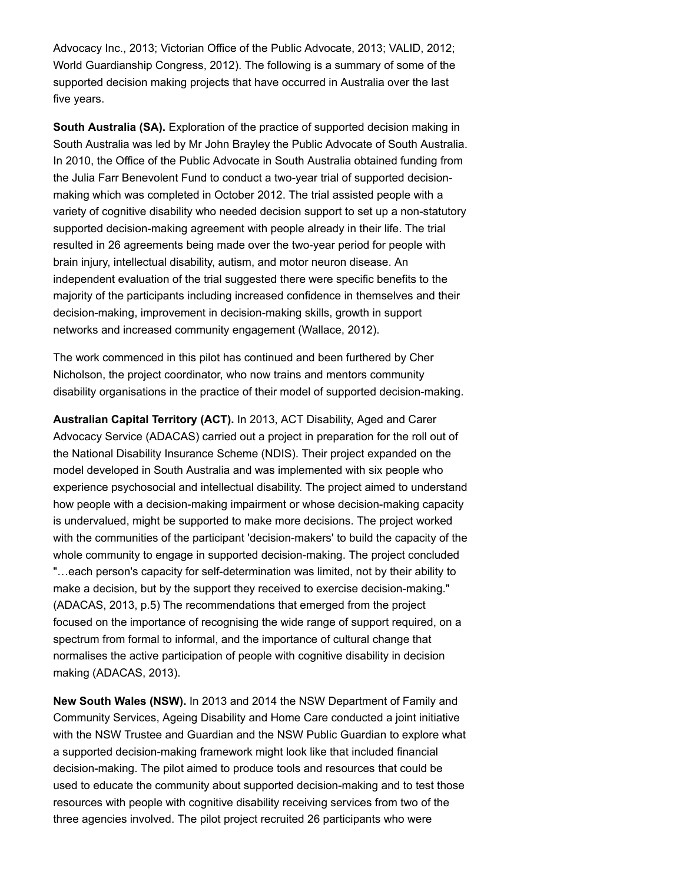Advocacy Inc., 2013; Victorian Office of the Public Advocate, 2013; VALID, 2012; World Guardianship Congress, 2012). The following is a summary of some of the supported decision making projects that have occurred in Australia over the last five years.

**South Australia (SA).** Exploration of the practice of supported decision making in South Australia was led by Mr John Brayley the Public Advocate of South Australia. In 2010, the Office of the Public Advocate in South Australia obtained funding from the Julia Farr Benevolent Fund to conduct a two-year trial of supported decision-making which was completed in October 2012. The trial assisted people with a variety of cognitive disability who needed decision support to set up a non-statutory supported decision-making agreement with people already in their life. The trial resulted in 26 agreements being made over the two-year period for people with brain injury, intellectual disability, autism, and motor neuron disease. An independent evaluation of the trial suggested there were specific benefits to the majority of the participants including increased confidence in themselves and their decision-making, improvement in decision-making skills, growth in support networks and increased community engagement (Wallace, 2012).

The work commenced in this pilot has continued and been furthered by Cher Nicholson, the project coordinator, who now trains and mentors community disability organisations in the practice of their model of supported decision-making.

**Australian Capital Territory (ACT).** In 2013, ACT Disability, Aged and Carer Advocacy Service (ADACAS) carried out a project in preparation for the roll out of the National Disability Insurance Scheme (NDIS). Their project expanded on the model developed in South Australia and was implemented with six people who experience psychosocial and intellectual disability. The project aimed to understand how people with a decision-making impairment or whose decision-making capacity is undervalued, might be supported to make more decisions. The project worked with the communities of the participant 'decision-makers' to build the capacity of the whole community to engage in supported decision-making. The project concluded "…each person's capacity for self-determination was limited, not by their ability to make a decision, but by the support they received to exercise decision-making." (ADACAS, 2013, p.5) The recommendations that emerged from the project focused on the importance of recognising the wide range of support required, on a spectrum from formal to informal, and the importance of cultural change that normalises the active participation of people with cognitive disability in decision making (ADACAS, 2013).

**New South Wales (NSW).** In 2013 and 2014 the NSW Department of Family and Community Services, Ageing Disability and Home Care conducted a joint initiative with the NSW Trustee and Guardian and the NSW Public Guardian to explore what a supported decision-making framework might look like that included financial decision-making. The pilot aimed to produce tools and resources that could be used to educate the community about supported decision-making and to test those resources with people with cognitive disability receiving services from two of the three agencies involved. The pilot project recruited 26 participants who were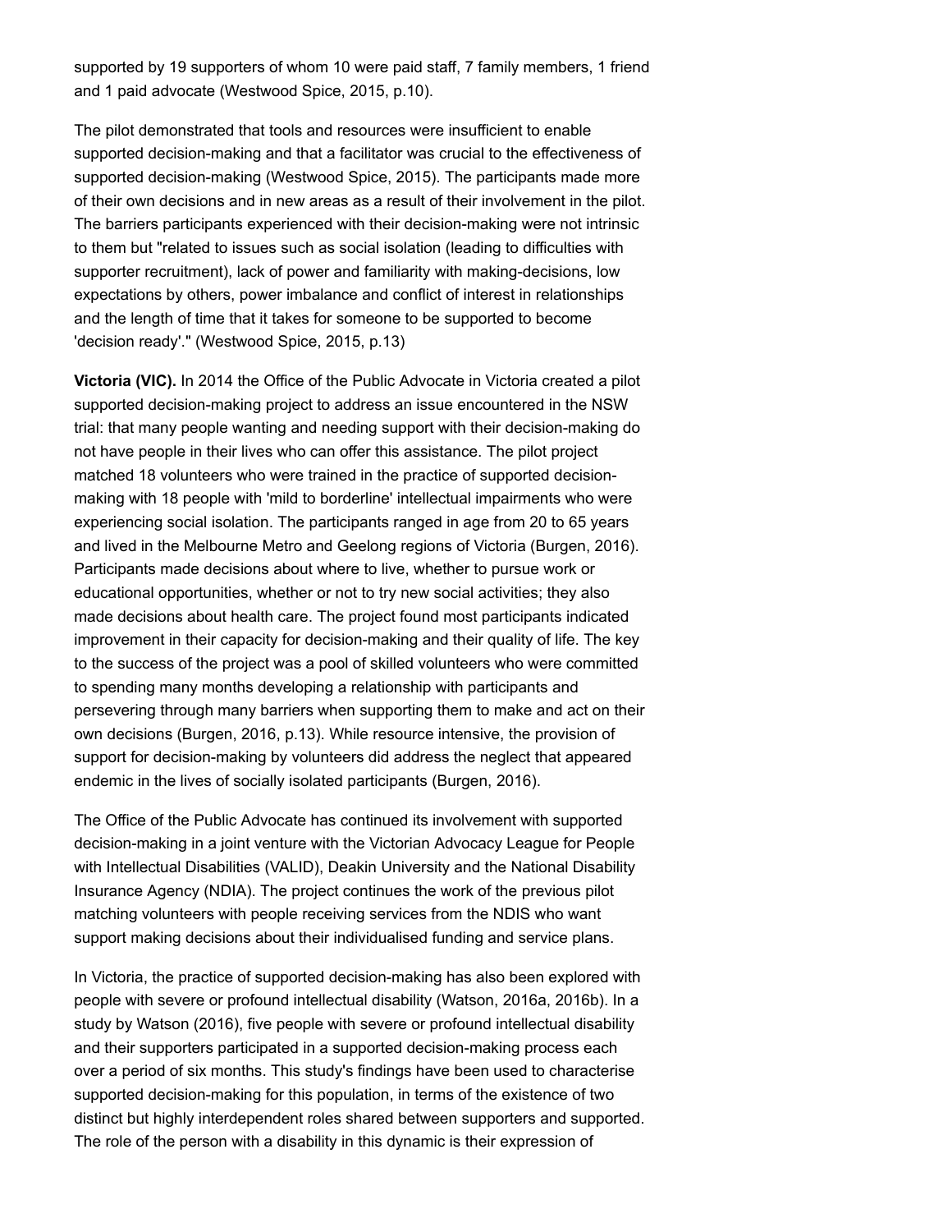supported by 19 supporters of whom 10 were paid staff, 7 family members, 1 friend and 1 paid advocate (Westwood Spice, 2015, p.10).

The pilot demonstrated that tools and resources were insufficient to enable supported decision-making and that a facilitator was crucial to the effectiveness of supported decision-making (Westwood Spice, 2015). The participants made more of their own decisions and in new areas as a result of their involvement in the pilot. The barriers participants experienced with their decision-making were not intrinsic to them but "related to issues such as social isolation (leading to difficulties with supporter recruitment), lack of power and familiarity with making-decisions, low expectations by others, power imbalance and conflict of interest in relationships and the length of time that it takes for someone to be supported to become 'decision ready'." (Westwood Spice, 2015, p.13)

**Victoria (VIC).** In 2014 the Office of the Public Advocate in Victoria created a pilot supported decision-making project to address an issue encountered in the NSW trial: that many people wanting and needing support with their decision-making do not have people in their lives who can offer this assistance. The pilot project matched 18 volunteers who were trained in the practice of supported decision-making with 18 people with 'mild to borderline' intellectual impairments who were experiencing social isolation. The participants ranged in age from 20 to 65 years and lived in the Melbourne Metro and Geelong regions of Victoria (Burgen, 2016). Participants made decisions about where to live, whether to pursue work or educational opportunities, whether or not to try new social activities; they also made decisions about health care. The project found most participants indicated improvement in their capacity for decision-making and their quality of life. The key to the success of the project was a pool of skilled volunteers who were committed to spending many months developing a relationship with participants and persevering through many barriers when supporting them to make and act on their own decisions (Burgen, 2016, p.13). While resource intensive, the provision of support for decision-making by volunteers did address the neglect that appeared endemic in the lives of socially isolated participants (Burgen, 2016).

The Office of the Public Advocate has continued its involvement with supported decision-making in a joint venture with the Victorian Advocacy League for People with Intellectual Disabilities (VALID), Deakin University and the National Disability Insurance Agency (NDIA). The project continues the work of the previous pilot matching volunteers with people receiving services from the NDIS who want support making decisions about their individualised funding and service plans.

In Victoria, the practice of supported decision-making has also been explored with people with severe or profound intellectual disability (Watson, 2016a, 2016b). In a study by Watson (2016), five people with severe or profound intellectual disability and their supporters participated in a supported decision-making process each over a period of six months. This study's findings have been used to characterise supported decision-making for this population, in terms of the existence of two distinct but highly interdependent roles shared between supporters and supported. The role of the person with a disability in this dynamic is their expression of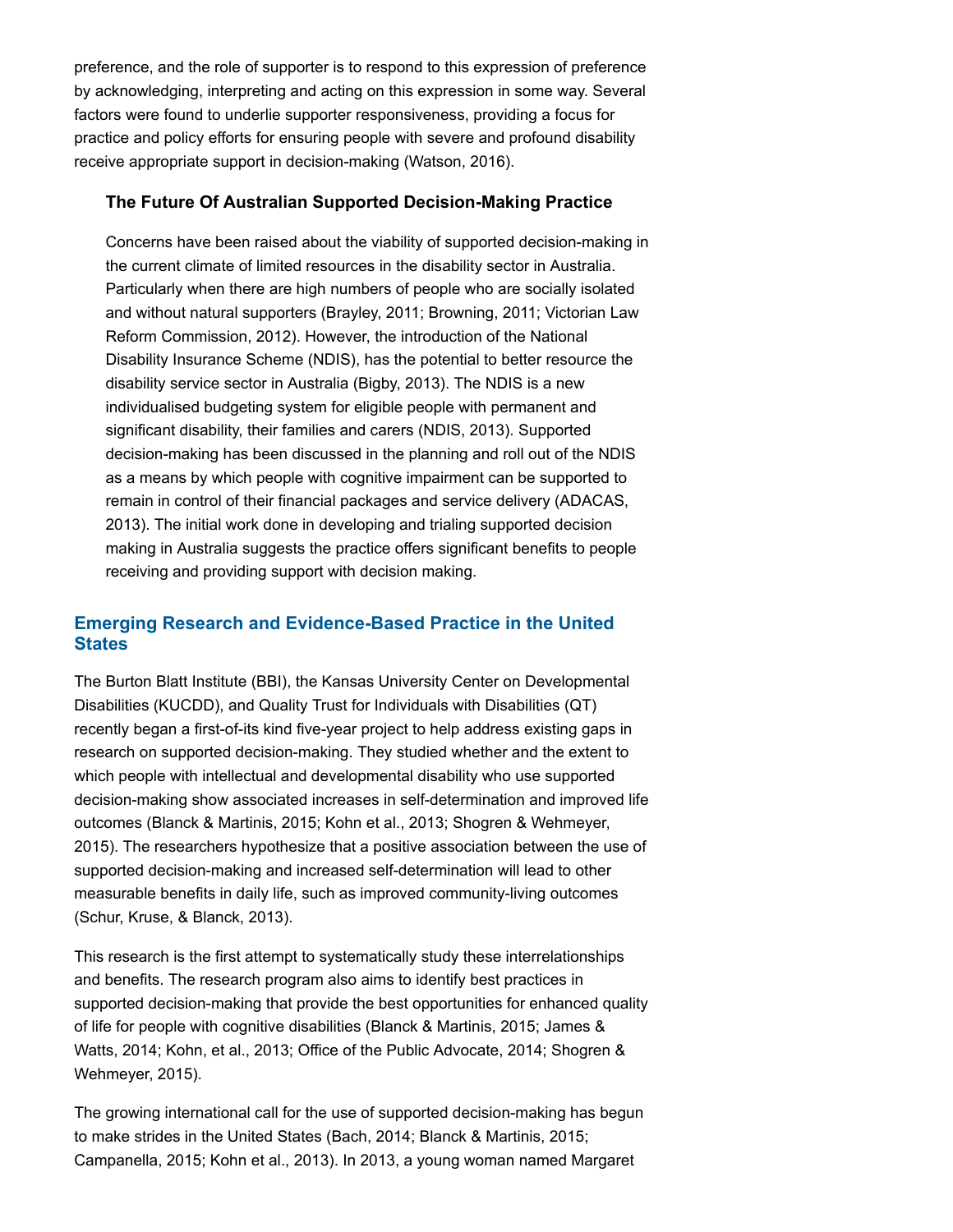preference, and the role of supporter is to respond to this expression of preference by acknowledging, interpreting and acting on this expression in some way. Several factors were found to underlie supporter responsiveness, providing a focus for practice and policy efforts for ensuring people with severe and profound disability receive appropriate support in decision-making (Watson, 2016).

### The Future Of Australian Supported Decision-Making Practice

Concerns have been raised about the viability of supported decision-making in the current climate of limited resources in the disability sector in Australia. Particularly when there are high numbers of people who are socially isolated and without natural supporters (Brayley, 2011; Browning, 2011; Victorian Law Reform Commission, 2012). However, the introduction of the National Disability Insurance Scheme (NDIS), has the potential to better resource the disability service sector in Australia (Bigby, 2013). The NDIS is a new individualised budgeting system for eligible people with permanent and significant disability, their families and carers (NDIS, 2013). Supported decision-making has been discussed in the planning and roll out of the NDIS as a means by which people with cognitive impairment can be supported to remain in control of their financial packages and service delivery (ADACAS, 2013). The initial work done in developing and trialing supported decision making in Australia suggests the practice offers significant benefits to people receiving and providing support with decision making.

## Emerging Research and Evidence-Based Practice in the United States

The Burton Blatt Institute (BBI), the Kansas University Center on Developmental Disabilities (KUCDD), and Quality Trust for Individuals with Disabilities (QT) recently began a first-of-its kind five-year project to help address existing gaps in research on supported decision-making. They studied whether and the extent to which people with intellectual and developmental disability who use supported decision-making show associated increases in self-determination and improved life outcomes (Blanck & Martinis, 2015; Kohn et al., 2013; Shogren & Wehmeyer, 2015). The researchers hypothesize that a positive association between the use of supported decision-making and increased self-determination will lead to other measurable benefits in daily life, such as improved community-living outcomes (Schur, Kruse, & Blanck, 2013).

This research is the first attempt to systematically study these interrelationships and benefits. The research program also aims to identify best practices in supported decision-making that provide the best opportunities for enhanced quality of life for people with cognitive disabilities (Blanck & Martinis, 2015; James & Watts, 2014; Kohn, et al., 2013; Office of the Public Advocate, 2014; Shogren & Wehmeyer, 2015).

The growing international call for the use of supported decision-making has begun to make strides in the United States (Bach, 2014; Blanck & Martinis, 2015; Campanella, 2015; Kohn et al., 2013). In 2013, a young woman named Margaret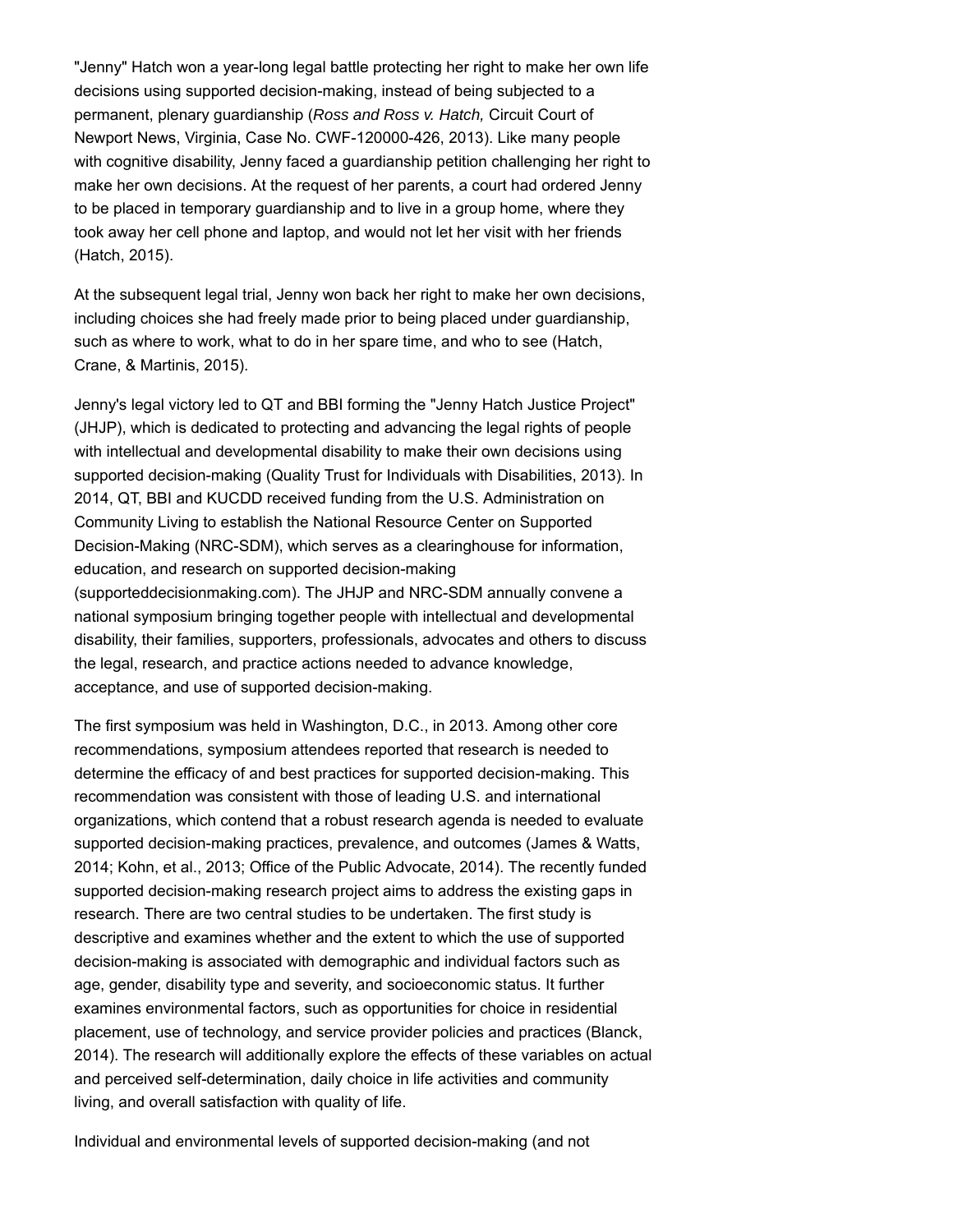"Jenny" Hatch won a year-long legal battle protecting her right to make her own life decisions using supported decision-making, instead of being subjected to a permanent, plenary guardianship (*Ross and Ross v. Hatch,* Circuit Court of Newport News, Virginia, Case No. CWF-120000-426, 2013). Like many people with cognitive disability, Jenny faced a guardianship petition challenging her right to make her own decisions. At the request of her parents, a court had ordered Jenny to be placed in temporary guardianship and to live in a group home, where they took away her cell phone and laptop, and would not let her visit with her friends (Hatch, 2015).

At the subsequent legal trial, Jenny won back her right to make her own decisions, including choices she had freely made prior to being placed under guardianship, such as where to work, what to do in her spare time, and who to see (Hatch, Crane, & Martinis, 2015).

Jenny's legal victory led to QT and BBI forming the "Jenny Hatch Justice Project" (JHJP), which is dedicated to protecting and advancing the legal rights of people with intellectual and developmental disability to make their own decisions using supported decision-making (Quality Trust for Individuals with Disabilities, 2013). In 2014, QT, BBI and KUCDD received funding from the U.S. Administration on Community Living to establish the National Resource Center on Supported Decision-Making (NRC-SDM), which serves as a clearinghouse for information, education, and research on supported decision-making (supporteddecisionmaking.com). The JHJP and NRC-SDM annually convene a national symposium bringing together people with intellectual and developmental disability, their families, supporters, professionals, advocates and others to discuss the legal, research, and practice actions needed to advance knowledge, acceptance, and use of supported decision-making.

The first symposium was held in Washington, D.C., in 2013. Among other core recommendations, symposium attendees reported that research is needed to determine the efficacy of and best practices for supported decision-making. This recommendation was consistent with those of leading U.S. and international organizations, which contend that a robust research agenda is needed to evaluate supported decision-making practices, prevalence, and outcomes (James & Watts, 2014; Kohn, et al., 2013; Office of the Public Advocate, 2014). The recently funded supported decision-making research project aims to address the existing gaps in research. There are two central studies to be undertaken. The first study is descriptive and examines whether and the extent to which the use of supported decision-making is associated with demographic and individual factors such as age, gender, disability type and severity, and socioeconomic status. It further examines environmental factors, such as opportunities for choice in residential placement, use of technology, and service provider policies and practices (Blanck, 2014). The research will additionally explore the effects of these variables on actual and perceived self-determination, daily choice in life activities and community living, and overall satisfaction with quality of life.

Individual and environmental levels of supported decision-making (and not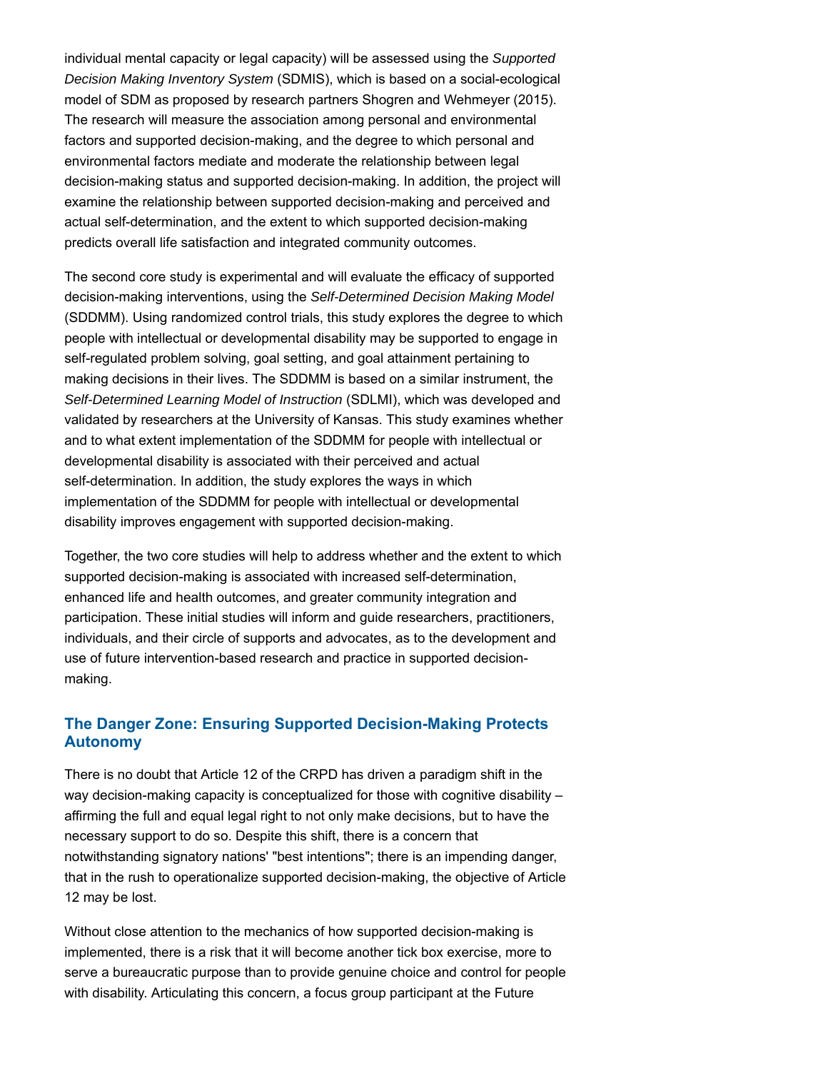individual mental capacity or legal capacity) will be assessed using the *Supported Decision Making Inventory System* (SDMIS), which is based on a social-ecological model of SDM as proposed by research partners Shogren and Wehmeyer (2015). The research will measure the association among personal and environmental factors and supported decision-making, and the degree to which personal and environmental factors mediate and moderate the relationship between legal decision-making status and supported decision-making. In addition, the project will examine the relationship between supported decision-making and perceived and actual self-determination, and the extent to which supported decision-making predicts overall life satisfaction and integrated community outcomes.

The second core study is experimental and will evaluate the efficacy of supported decision-making interventions, using the *Self-Determined Decision Making Model* (SDDMM). Using randomized control trials, this study explores the degree to which people with intellectual or developmental disability may be supported to engage in self-regulated problem solving, goal setting, and goal attainment pertaining to making decisions in their lives. The SDDMM is based on a similar instrument, the *Self-Determined Learning Model of Instruction* (SDLMI), which was developed and validated by researchers at the University of Kansas. This study examines whether and to what extent implementation of the SDDMM for people with intellectual or developmental disability is associated with their perceived and actual self-determination. In addition, the study explores the ways in which implementation of the SDDMM for people with intellectual or developmental disability improves engagement with supported decision-making.

Together, the two core studies will help to address whether and the extent to which supported decision-making is associated with increased self-determination, enhanced life and health outcomes, and greater community integration and participation. These initial studies will inform and guide researchers, practitioners, individuals, and their circle of supports and advocates, as to the development and use of future intervention-based research and practice in supported decision-making.

### The Danger Zone: Ensuring Supported Decision-Making Protects Autonomy

There is no doubt that Article 12 of the CRPD has driven a paradigm shift in the way decision-making capacity is conceptualized for those with cognitive disability – affirming the full and equal legal right to not only make decisions, but to have the necessary support to do so. Despite this shift, there is a concern that notwithstanding signatory nations' "best intentions"; there is an impending danger, that in the rush to operationalize supported decision-making, the objective of Article 12 may be lost.

Without close attention to the mechanics of how supported decision-making is implemented, there is a risk that it will become another tick box exercise, more to serve a bureaucratic purpose than to provide genuine choice and control for people with disability. Articulating this concern, a focus group participant at the Future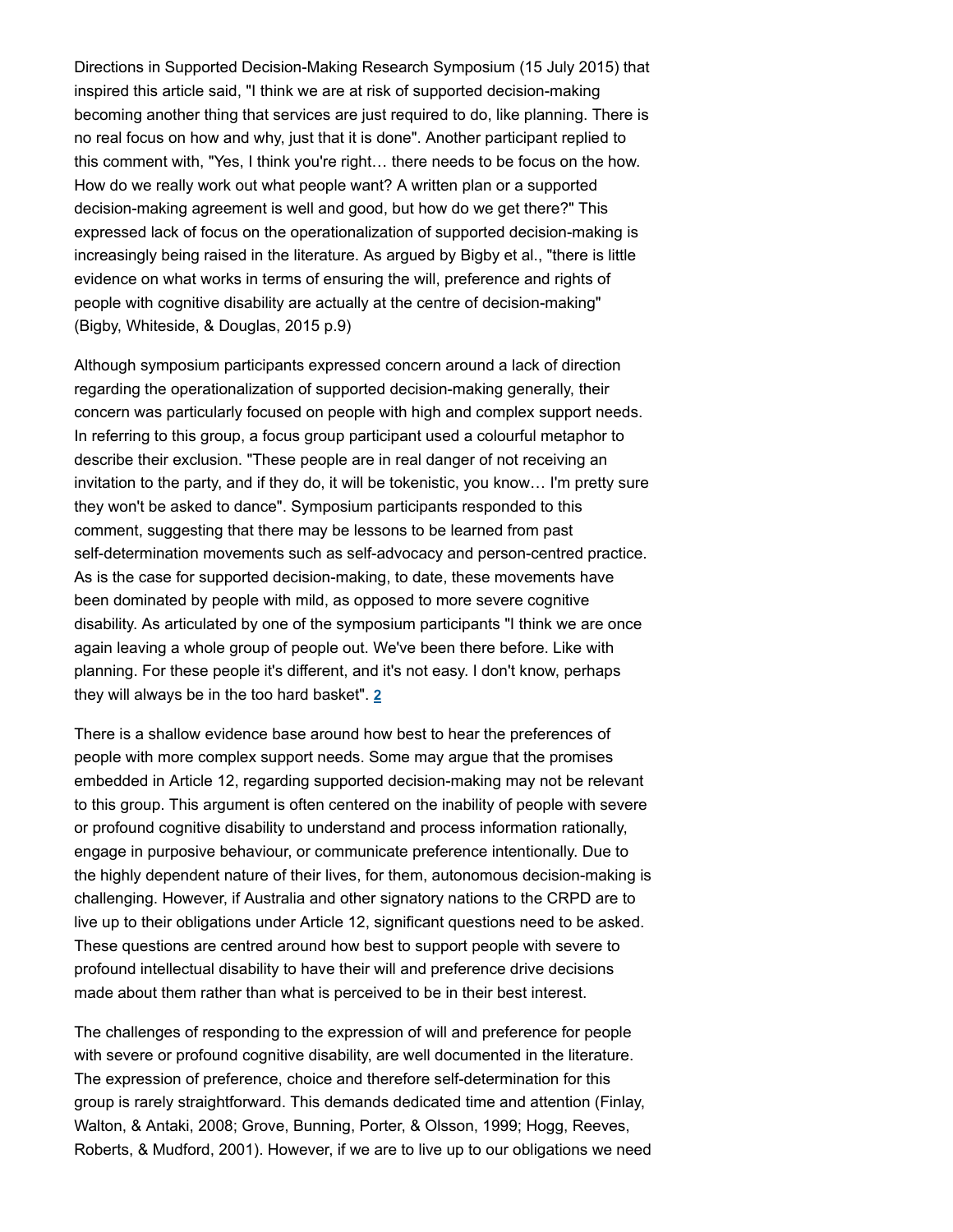Directions in Supported Decision-Making Research Symposium (15 July 2015) that inspired this article said, "I think we are at risk of supported decision-making becoming another thing that services are just required to do, like planning. There is no real focus on how and why, just that it is done". Another participant replied to this comment with, "Yes, I think you're right… there needs to be focus on the how. How do we really work out what people want? A written plan or a supported decision-making agreement is well and good, but how do we get there?" This expressed lack of focus on the operationalization of supported decision-making is increasingly being raised in the literature. As argued by Bigby et al., "there is little evidence on what works in terms of ensuring the will, preference and rights of people with cognitive disability are actually at the centre of decision-making" (Bigby, Whiteside, & Douglas, 2015 p.9)

Although symposium participants expressed concern around a lack of direction regarding the operationalization of supported decision-making generally, their concern was particularly focused on people with high and complex support needs. In referring to this group, a focus group participant used a colourful metaphor to describe their exclusion. "These people are in real danger of not receiving an invitation to the party, and if they do, it will be tokenistic, you know… I'm pretty sure they won't be asked to dance". Symposium participants responded to this comment, suggesting that there may be lessons to be learned from past self-determination movements such as self-advocacy and person-centred practice. As is the case for supported decision-making, to date, these movements have been dominated by people with mild, as opposed to more severe cognitive disability. As articulated by one of the symposium participants "I think we are once again leaving a whole group of people out. We've been there before. Like with planning. For these people it's different, and it's not easy. I don't know, perhaps they will always be in the too hard basket". [2]

There is a shallow evidence base around how best to hear the preferences of people with more complex support needs. Some may argue that the promises embedded in Article 12, regarding supported decision-making may not be relevant to this group. This argument is often centered on the inability of people with severe or profound cognitive disability to understand and process information rationally, engage in purposive behaviour, or communicate preference intentionally. Due to the highly dependent nature of their lives, for them, autonomous decision-making is challenging. However, if Australia and other signatory nations to the CRPD are to live up to their obligations under Article 12, significant questions need to be asked. These questions are centred around how best to support people with severe to profound intellectual disability to have their will and preference drive decisions made about them rather than what is perceived to be in their best interest.

The challenges of responding to the expression of will and preference for people with severe or profound cognitive disability, are well documented in the literature. The expression of preference, choice and therefore self-determination for this group is rarely straightforward. This demands dedicated time and attention (Finlay, Walton, & Antaki, 2008; Grove, Bunning, Porter, & Olsson, 1999; Hogg, Reeves, Roberts, & Mudford, 2001). However, if we are to live up to our obligations we need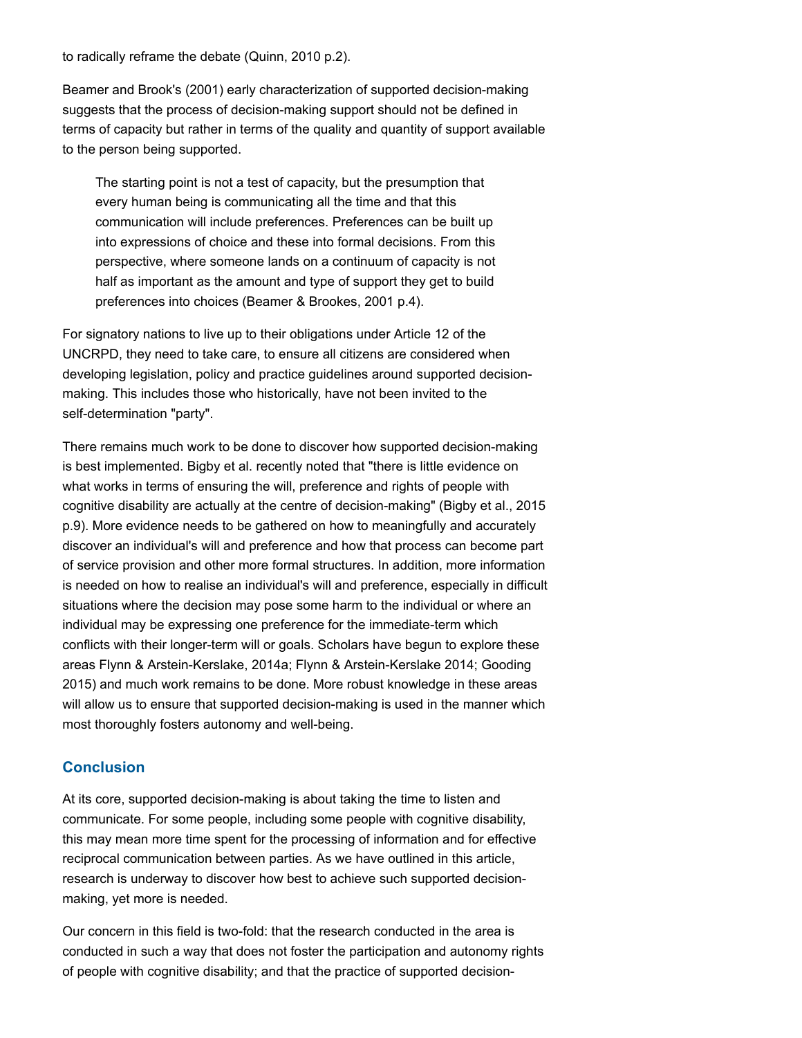to radically reframe the debate (Quinn, 2010 p.2).

Beamer and Brook's (2001) early characterization of supported decision-making suggests that the process of decision-making support should not be defined in terms of capacity but rather in terms of the quality and quantity of support available to the person being supported.

> The starting point is not a test of capacity, but the presumption that every human being is communicating all the time and that this communication will include preferences. Preferences can be built up into expressions of choice and these into formal decisions. From this perspective, where someone lands on a continuum of capacity is not half as important as the amount and type of support they get to build preferences into choices (Beamer & Brookes, 2001 p.4).

For signatory nations to live up to their obligations under Article 12 of the UNCRPD, they need to take care, to ensure all citizens are considered when developing legislation, policy and practice guidelines around supported decision-making. This includes those who historically, have not been invited to the self-determination "party".

There remains much work to be done to discover how supported decision-making is best implemented. Bigby et al. recently noted that "there is little evidence on what works in terms of ensuring the will, preference and rights of people with cognitive disability are actually at the centre of decision-making" (Bigby et al., 2015 p.9). More evidence needs to be gathered on how to meaningfully and accurately discover an individual's will and preference and how that process can become part of service provision and other more formal structures. In addition, more information is needed on how to realise an individual's will and preference, especially in difficult situations where the decision may pose some harm to the individual or where an individual may be expressing one preference for the immediate-term which conflicts with their longer-term will or goals. Scholars have begun to explore these areas Flynn & Arstein-Kerslake, 2014a; Flynn & Arstein-Kerslake 2014; Gooding 2015) and much work remains to be done. More robust knowledge in these areas will allow us to ensure that supported decision-making is used in the manner which most thoroughly fosters autonomy and well-being.

## Conclusion

At its core, supported decision-making is about taking the time to listen and communicate. For some people, including some people with cognitive disability, this may mean more time spent for the processing of information and for effective reciprocal communication between parties. As we have outlined in this article, research is underway to discover how best to achieve such supported decision-making, yet more is needed.

Our concern in this field is two-fold: that the research conducted in the area is conducted in such a way that does not foster the participation and autonomy rights of people with cognitive disability; and that the practice of supported decision-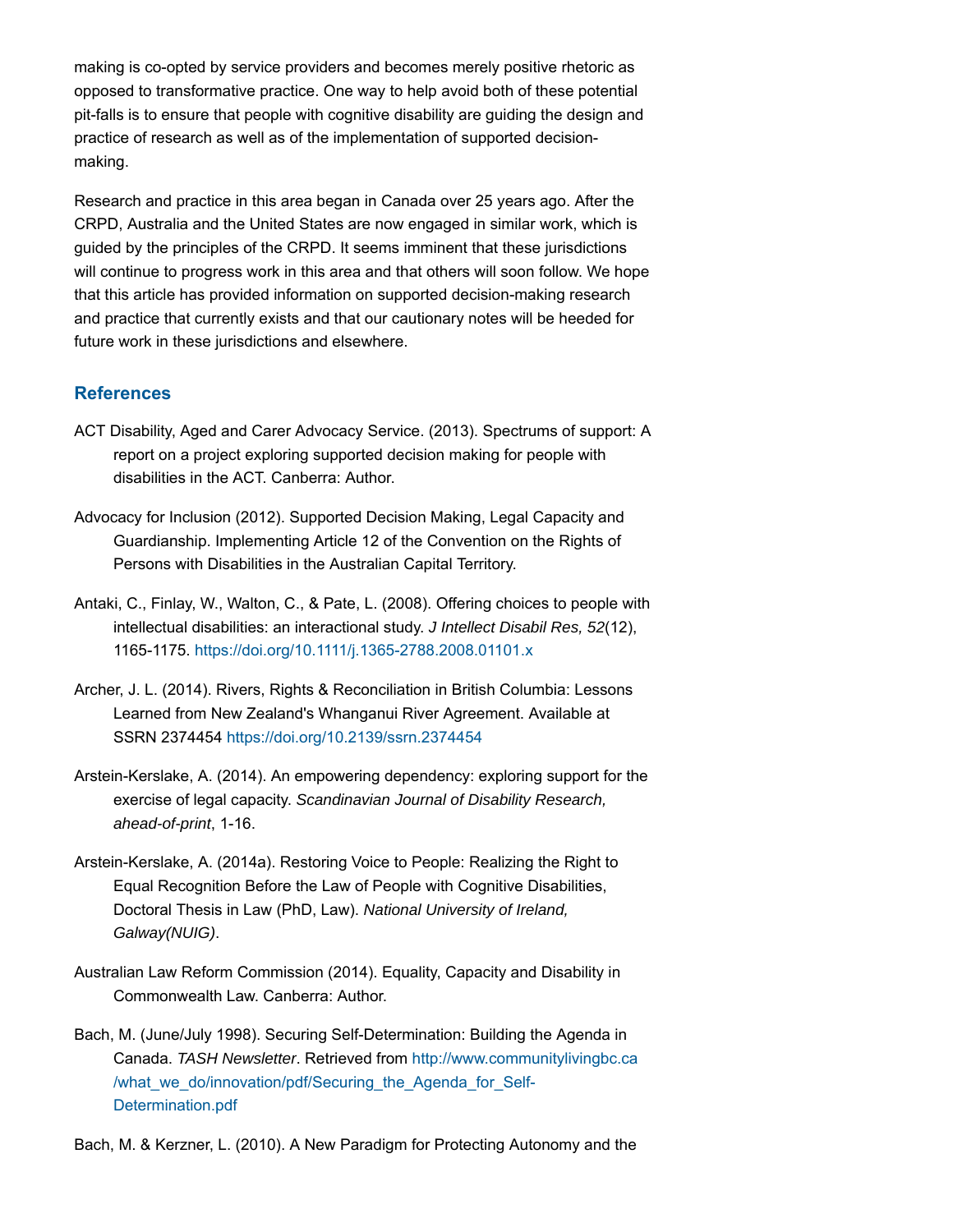making is co-opted by service providers and becomes merely positive rhetoric as opposed to transformative practice. One way to help avoid both of these potential pit-falls is to ensure that people with cognitive disability are guiding the design and practice of research as well as of the implementation of supported decision-making.

Research and practice in this area began in Canada over 25 years ago. After the CRPD, Australia and the United States are now engaged in similar work, which is guided by the principles of the CRPD. It seems imminent that these jurisdictions will continue to progress work in this area and that others will soon follow. We hope that this article has provided information on supported decision-making research and practice that currently exists and that our cautionary notes will be heeded for future work in these jurisdictions and elsewhere.

## References

ACT Disability, Aged and Carer Advocacy Service. (2013). Spectrums of support: A report on a project exploring supported decision making for people with disabilities in the ACT. Canberra: Author.

Advocacy for Inclusion (2012). Supported Decision Making, Legal Capacity and Guardianship. Implementing Article 12 of the Convention on the Rights of Persons with Disabilities in the Australian Capital Territory.

Antaki, C., Finlay, W., Walton, C., & Pate, L. (2008). Offering choices to people with intellectual disabilities: an interactional study. *J Intellect Disabil Res, 52*(12), 1165-1175. https://doi.org/10.1111/j.1365-2788.2008.01101.x

Archer, J. L. (2014). Rivers, Rights & Reconciliation in British Columbia: Lessons Learned from New Zealand's Whanganui River Agreement. Available at SSRN 2374454 https://doi.org/10.2139/ssrn.2374454

Arstein-Kerslake, A. (2014). An empowering dependency: exploring support for the exercise of legal capacity. *Scandinavian Journal of Disability Research, ahead-of-print*, 1-16.

Arstein-Kerslake, A. (2014a). Restoring Voice to People: Realizing the Right to Equal Recognition Before the Law of People with Cognitive Disabilities, Doctoral Thesis in Law (PhD, Law). *National University of Ireland, Galway(NUIG)*.

Australian Law Reform Commission (2014). Equality, Capacity and Disability in Commonwealth Law. Canberra: Author.

Bach, M. (June/July 1998). Securing Self-Determination: Building the Agenda in Canada. *TASH Newsletter*. Retrieved from http://www.communitylivingbc.ca/what_we_do/innovation/pdf/Securing_the_Agenda_for_Self-Determination.pdf

Bach, M. & Kerzner, L. (2010). A New Paradigm for Protecting Autonomy and the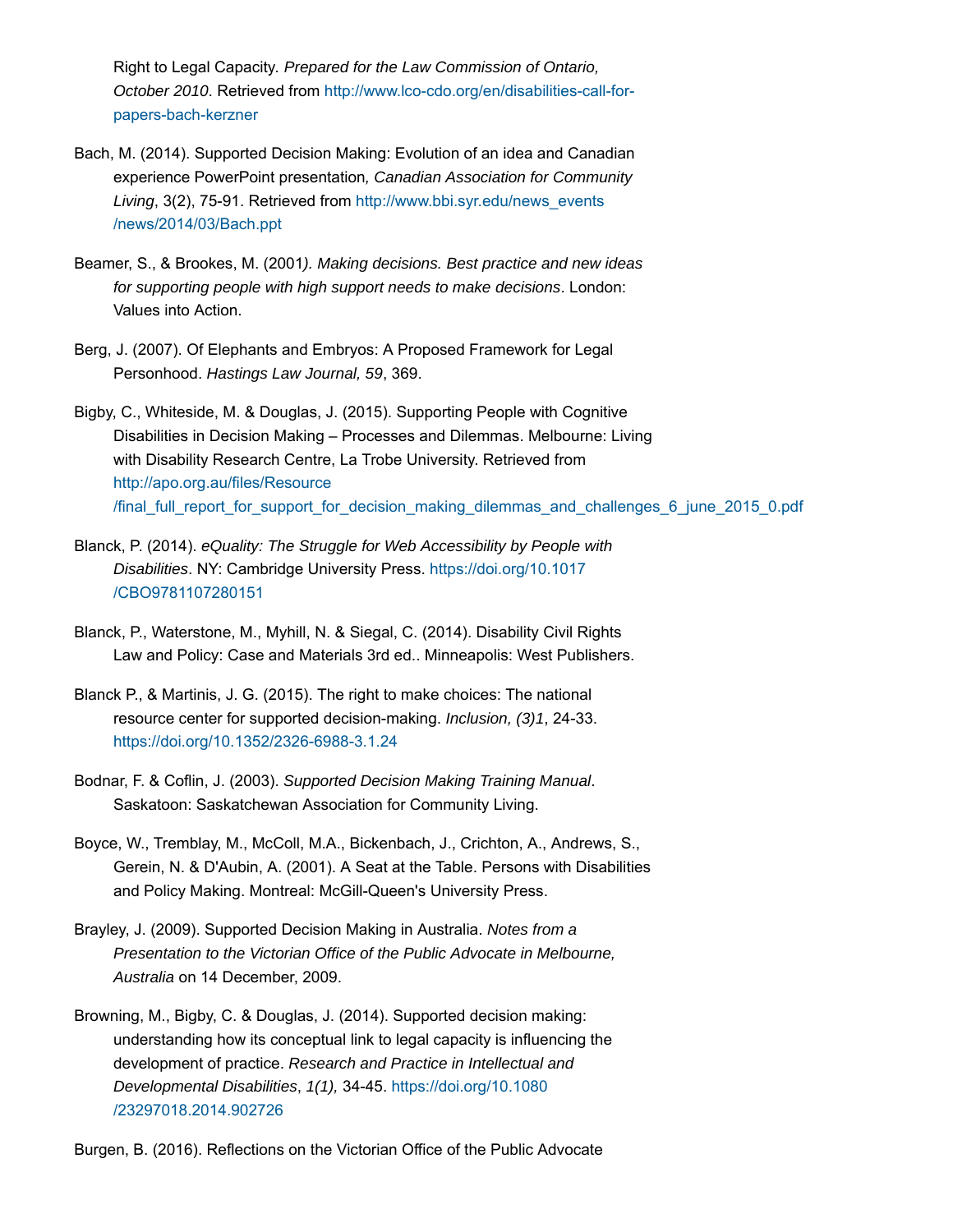Right to Legal Capacity. *Prepared for the Law Commission of Ontario, October 2010*. Retrieved from http://www.lco-cdo.org/en/disabilities-call-for-papers-bach-kerzner

Bach, M. (2014). Supported Decision Making: Evolution of an idea and Canadian experience PowerPoint presentation*, Canadian Association for Community Living*, 3(2), 75-91. Retrieved from http://www.bbi.syr.edu/news_events/news/2014/03/Bach.ppt

Beamer, S., & Brookes, M. (2001*). Making decisions. Best practice and new ideas for supporting people with high support needs to make decisions*. London: Values into Action.

Berg, J. (2007). Of Elephants and Embryos: A Proposed Framework for Legal Personhood. *Hastings Law Journal, 59*, 369.

Bigby, C., Whiteside, M. & Douglas, J. (2015). Supporting People with Cognitive Disabilities in Decision Making – Processes and Dilemmas. Melbourne: Living with Disability Research Centre, La Trobe University. Retrieved from http://apo.org.au/files/Resource/final_full_report_for_support_for_decision_making_dilemmas_and_challenges_6_june_2015_0.pdf

Blanck, P. (2014). *eQuality: The Struggle for Web Accessibility by People with Disabilities*. NY: Cambridge University Press. https://doi.org/10.1017/CBO9781107280151

Blanck, P., Waterstone, M., Myhill, N. & Siegal, C. (2014). Disability Civil Rights Law and Policy: Case and Materials 3rd ed.. Minneapolis: West Publishers.

Blanck P., & Martinis, J. G. (2015). The right to make choices: The national resource center for supported decision-making. *Inclusion, (3)1*, 24-33. https://doi.org/10.1352/2326-6988-3.1.24

Bodnar, F. & Coflin, J. (2003). *Supported Decision Making Training Manual*. Saskatoon: Saskatchewan Association for Community Living.

Boyce, W., Tremblay, M., McColl, M.A., Bickenbach, J., Crichton, A., Andrews, S., Gerein, N. & D'Aubin, A. (2001). A Seat at the Table. Persons with Disabilities and Policy Making. Montreal: McGill-Queen's University Press.

Brayley, J. (2009). Supported Decision Making in Australia. *Notes from a Presentation to the Victorian Office of the Public Advocate in Melbourne, Australia* on 14 December, 2009.

Browning, M., Bigby, C. & Douglas, J. (2014). Supported decision making: understanding how its conceptual link to legal capacity is influencing the development of practice. *Research and Practice in Intellectual and Developmental Disabilities*, *1(1),* 34-45. https://doi.org/10.1080/23297018.2014.902726

Burgen, B. (2016). Reflections on the Victorian Office of the Public Advocate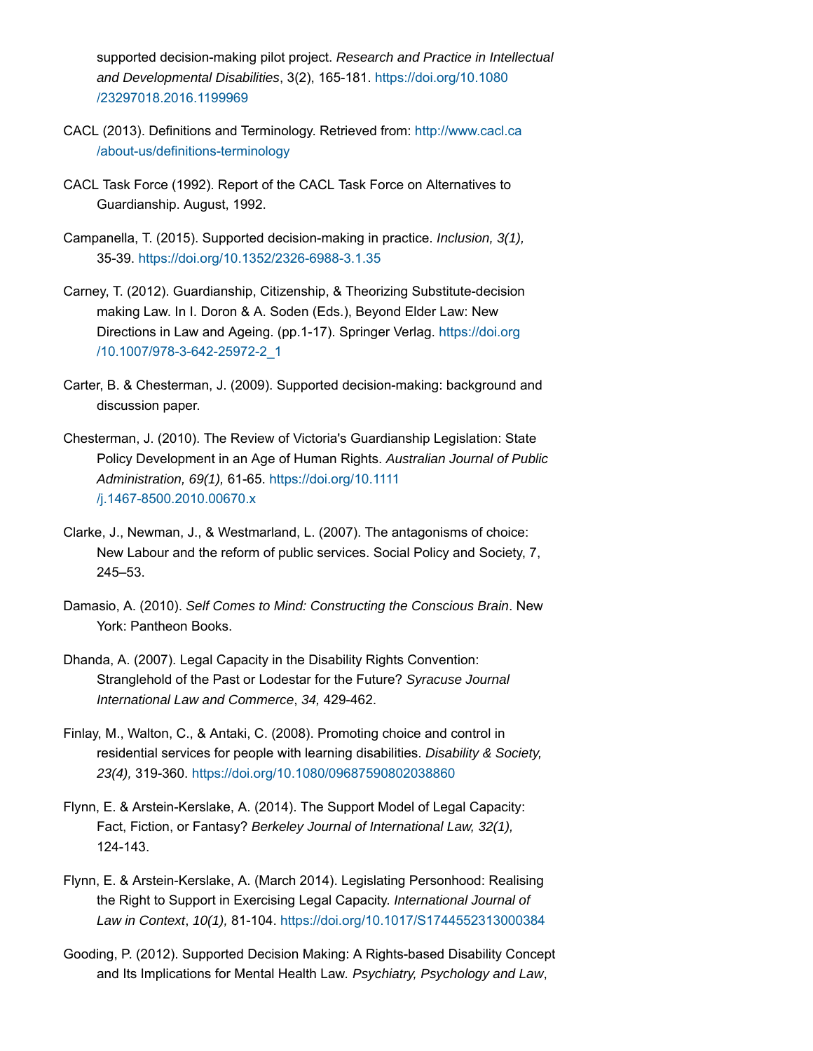supported decision-making pilot project. *Research and Practice in Intellectual and Developmental Disabilities*, 3(2), 165-181. https://doi.org/10.1080/23297018.2016.1199969

CACL (2013). Definitions and Terminology. Retrieved from: http://www.cacl.ca/about-us/definitions-terminology

CACL Task Force (1992). Report of the CACL Task Force on Alternatives to Guardianship. August, 1992.

Campanella, T. (2015). Supported decision-making in practice. *Inclusion, 3(1),* 35-39. https://doi.org/10.1352/2326-6988-3.1.35

Carney, T. (2012). Guardianship, Citizenship, & Theorizing Substitute-decision making Law. In I. Doron & A. Soden (Eds.), Beyond Elder Law: New Directions in Law and Ageing. (pp.1-17). Springer Verlag. https://doi.org/10.1007/978-3-642-25972-2_1

Carter, B. & Chesterman, J. (2009). Supported decision-making: background and discussion paper.

Chesterman, J. (2010). The Review of Victoria's Guardianship Legislation: State Policy Development in an Age of Human Rights. *Australian Journal of Public Administration, 69(1),* 61-65. https://doi.org/10.1111/j.1467-8500.2010.00670.x

Clarke, J., Newman, J., & Westmarland, L. (2007). The antagonisms of choice: New Labour and the reform of public services. Social Policy and Society, 7, 245–53.

Damasio, A. (2010). *Self Comes to Mind: Constructing the Conscious Brain*. New York: Pantheon Books.

Dhanda, A. (2007). Legal Capacity in the Disability Rights Convention: Stranglehold of the Past or Lodestar for the Future? *Syracuse Journal International Law and Commerce*, *34,* 429-462.

Finlay, M., Walton, C., & Antaki, C. (2008). Promoting choice and control in residential services for people with learning disabilities. *Disability & Society, 23(4),* 319-360. https://doi.org/10.1080/09687590802038860

Flynn, E. & Arstein-Kerslake, A. (2014). The Support Model of Legal Capacity: Fact, Fiction, or Fantasy? *Berkeley Journal of International Law, 32(1),* 124-143.

Flynn, E. & Arstein-Kerslake, A. (March 2014). Legislating Personhood: Realising the Right to Support in Exercising Legal Capacity. *International Journal of Law in Context*, *10(1),* 81-104. https://doi.org/10.1017/S1744552313000384

Gooding, P. (2012). Supported Decision Making: A Rights-based Disability Concept and Its Implications for Mental Health Law. *Psychiatry, Psychology and Law*,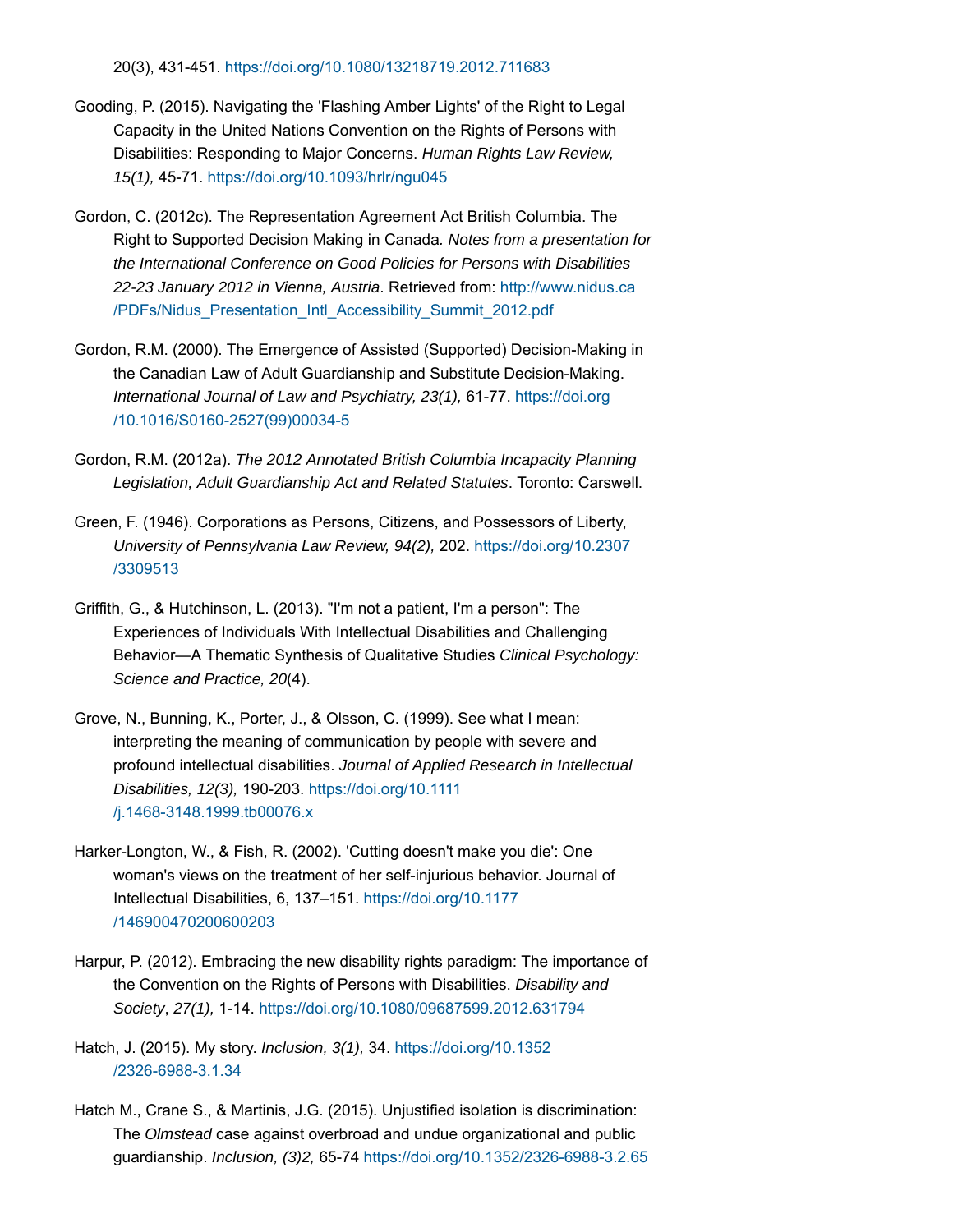20(3), 431-451. https://doi.org/10.1080/13218719.2012.711683

Gooding, P. (2015). Navigating the 'Flashing Amber Lights' of the Right to Legal Capacity in the United Nations Convention on the Rights of Persons with Disabilities: Responding to Major Concerns. *Human Rights Law Review, 15(1),* 45-71. https://doi.org/10.1093/hrlr/ngu045

Gordon, C. (2012c). The Representation Agreement Act British Columbia. The Right to Supported Decision Making in Canada. *Notes from a presentation for the International Conference on Good Policies for Persons with Disabilities 22-23 January 2012 in Vienna, Austria*. Retrieved from: http://www.nidus.ca/PDFs/Nidus_Presentation_Intl_Accessibility_Summit_2012.pdf

Gordon, R.M. (2000). The Emergence of Assisted (Supported) Decision-Making in the Canadian Law of Adult Guardianship and Substitute Decision-Making. *International Journal of Law and Psychiatry, 23(1),* 61-77. https://doi.org/10.1016/S0160-2527(99)00034-5

Gordon, R.M. (2012a). *The 2012 Annotated British Columbia Incapacity Planning Legislation, Adult Guardianship Act and Related Statutes*. Toronto: Carswell.

Green, F. (1946). Corporations as Persons, Citizens, and Possessors of Liberty, *University of Pennsylvania Law Review, 94(2),* 202. https://doi.org/10.2307/3309513

Griffith, G., & Hutchinson, L. (2013). "I'm not a patient, I'm a person": The Experiences of Individuals With Intellectual Disabilities and Challenging Behavior—A Thematic Synthesis of Qualitative Studies *Clinical Psychology: Science and Practice, 20*(4).

Grove, N., Bunning, K., Porter, J., & Olsson, C. (1999). See what I mean: interpreting the meaning of communication by people with severe and profound intellectual disabilities. *Journal of Applied Research in Intellectual Disabilities, 12(3),* 190-203. https://doi.org/10.1111/j.1468-3148.1999.tb00076.x

Harker-Longton, W., & Fish, R. (2002). 'Cutting doesn't make you die': One woman's views on the treatment of her self-injurious behavior. Journal of Intellectual Disabilities, 6, 137–151. https://doi.org/10.1177/146900470200600203

Harpur, P. (2012). Embracing the new disability rights paradigm: The importance of the Convention on the Rights of Persons with Disabilities. *Disability and Society*, *27(1),* 1-14. https://doi.org/10.1080/09687599.2012.631794

Hatch, J. (2015). My story. *Inclusion, 3(1),* 34. https://doi.org/10.1352/2326-6988-3.1.34

Hatch M., Crane S., & Martinis, J.G. (2015). Unjustified isolation is discrimination: The *Olmstead* case against overbroad and undue organizational and public guardianship. *Inclusion, (3)2,* 65-74 https://doi.org/10.1352/2326-6988-3.2.65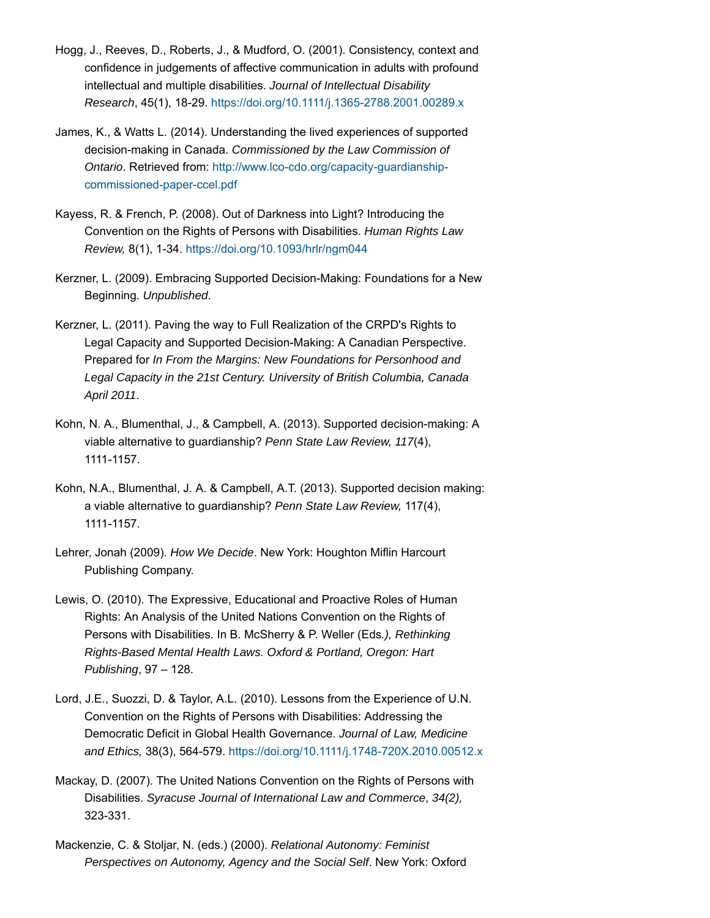Hogg, J., Reeves, D., Roberts, J., & Mudford, O. (2001). Consistency, context and confidence in judgements of affective communication in adults with profound intellectual and multiple disabilities. *Journal of Intellectual Disability Research*, 45(1), 18-29. https://doi.org/10.1111/j.1365-2788.2001.00289.x

James, K., & Watts L. (2014). Understanding the lived experiences of supported decision-making in Canada. *Commissioned by the Law Commission of Ontario*. Retrieved from: http://www.lco-cdo.org/capacity-guardianship-commissioned-paper-ccel.pdf

Kayess, R. & French, P. (2008). Out of Darkness into Light? Introducing the Convention on the Rights of Persons with Disabilities. *Human Rights Law Review,* 8(1), 1-34. https://doi.org/10.1093/hrlr/ngm044

Kerzner, L. (2009). Embracing Supported Decision-Making: Foundations for a New Beginning. *Unpublished*.

Kerzner, L. (2011). Paving the way to Full Realization of the CRPD's Rights to Legal Capacity and Supported Decision-Making: A Canadian Perspective. Prepared for *In From the Margins: New Foundations for Personhood and Legal Capacity in the 21st Century. University of British Columbia, Canada April 2011*.

Kohn, N. A., Blumenthal, J., & Campbell, A. (2013). Supported decision-making: A viable alternative to guardianship? *Penn State Law Review, 117*(4), 1111-1157.

Kohn, N.A., Blumenthal, J. A. & Campbell, A.T. (2013). Supported decision making: a viable alternative to guardianship? *Penn State Law Review,* 117(4), 1111-1157.

Lehrer, Jonah (2009). *How We Decide*. New York: Houghton Miflin Harcourt Publishing Company.

Lewis, O. (2010). The Expressive, Educational and Proactive Roles of Human Rights: An Analysis of the United Nations Convention on the Rights of Persons with Disabilities. In B. McSherry & P. Weller (Eds*.), Rethinking Rights-Based Mental Health Laws. Oxford & Portland, Oregon: Hart Publishing*, 97 – 128.

Lord, J.E., Suozzi, D. & Taylor, A.L. (2010). Lessons from the Experience of U.N. Convention on the Rights of Persons with Disabilities: Addressing the Democratic Deficit in Global Health Governance. *Journal of Law, Medicine and Ethics,* 38(3), 564-579. https://doi.org/10.1111/j.1748-720X.2010.00512.x

Mackay, D. (2007). The United Nations Convention on the Rights of Persons with Disabilities. *Syracuse Journal of International Law and Commerce*, *34(2),* 323-331.

Mackenzie, C. & Stoljar, N. (eds.) (2000). *Relational Autonomy: Feminist Perspectives on Autonomy, Agency and the Social Self*. New York: Oxford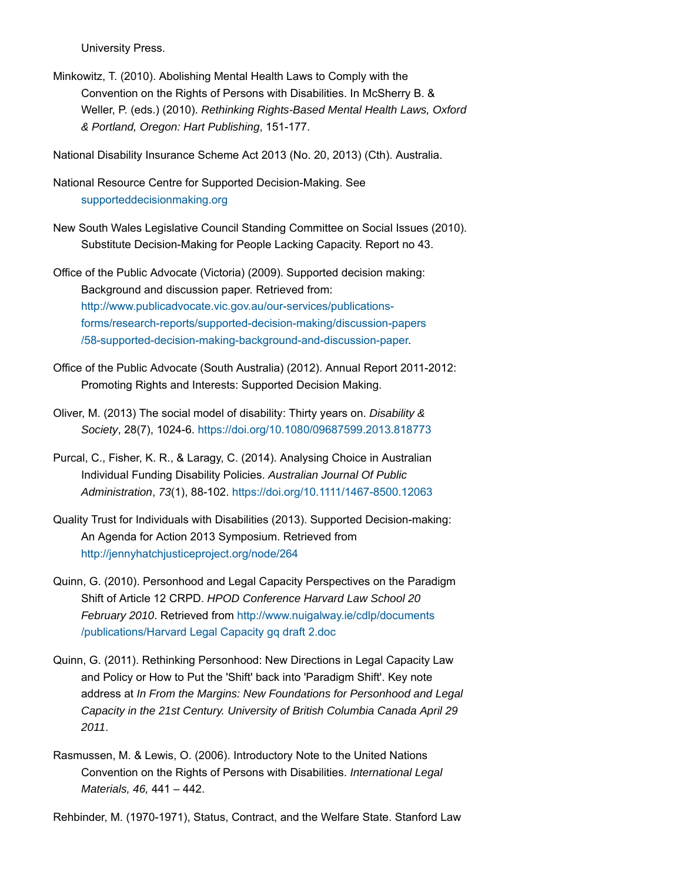University Press.

Minkowitz, T. (2010). Abolishing Mental Health Laws to Comply with the Convention on the Rights of Persons with Disabilities. In McSherry B. & Weller, P. (eds.) (2010). *Rethinking Rights-Based Mental Health Laws, Oxford & Portland, Oregon: Hart Publishing*, 151-177.

National Disability Insurance Scheme Act 2013 (No. 20, 2013) (Cth). Australia.

National Resource Centre for Supported Decision-Making. See supporteddecisionmaking.org

New South Wales Legislative Council Standing Committee on Social Issues (2010). Substitute Decision-Making for People Lacking Capacity. Report no 43.

Office of the Public Advocate (Victoria) (2009). Supported decision making: Background and discussion paper. Retrieved from: http://www.publicadvocate.vic.gov.au/our-services/publications-forms/research-reports/supported-decision-making/discussion-papers/58-supported-decision-making-background-and-discussion-paper.

Office of the Public Advocate (South Australia) (2012). Annual Report 2011-2012: Promoting Rights and Interests: Supported Decision Making.

Oliver, M. (2013) The social model of disability: Thirty years on. *Disability & Society*, 28(7), 1024-6. https://doi.org/10.1080/09687599.2013.818773

Purcal, C., Fisher, K. R., & Laragy, C. (2014). Analysing Choice in Australian Individual Funding Disability Policies. *Australian Journal Of Public Administration*, *73*(1), 88-102. https://doi.org/10.1111/1467-8500.12063

Quality Trust for Individuals with Disabilities (2013). Supported Decision-making: An Agenda for Action 2013 Symposium. Retrieved from http://jennyhatchjusticeproject.org/node/264

Quinn, G. (2010). Personhood and Legal Capacity Perspectives on the Paradigm Shift of Article 12 CRPD. *HPOD Conference Harvard Law School 20 February 2010*. Retrieved from http://www.nuigalway.ie/cdlp/documents/publications/Harvard Legal Capacity gq draft 2.doc

Quinn, G. (2011). Rethinking Personhood: New Directions in Legal Capacity Law and Policy or How to Put the 'Shift' back into 'Paradigm Shift'. Key note address at *In From the Margins: New Foundations for Personhood and Legal Capacity in the 21st Century. University of British Columbia Canada April 29 2011*.

Rasmussen, M. & Lewis, O. (2006). Introductory Note to the United Nations Convention on the Rights of Persons with Disabilities. *International Legal Materials, 46,* 441 – 442.

Rehbinder, M. (1970-1971), Status, Contract, and the Welfare State. Stanford Law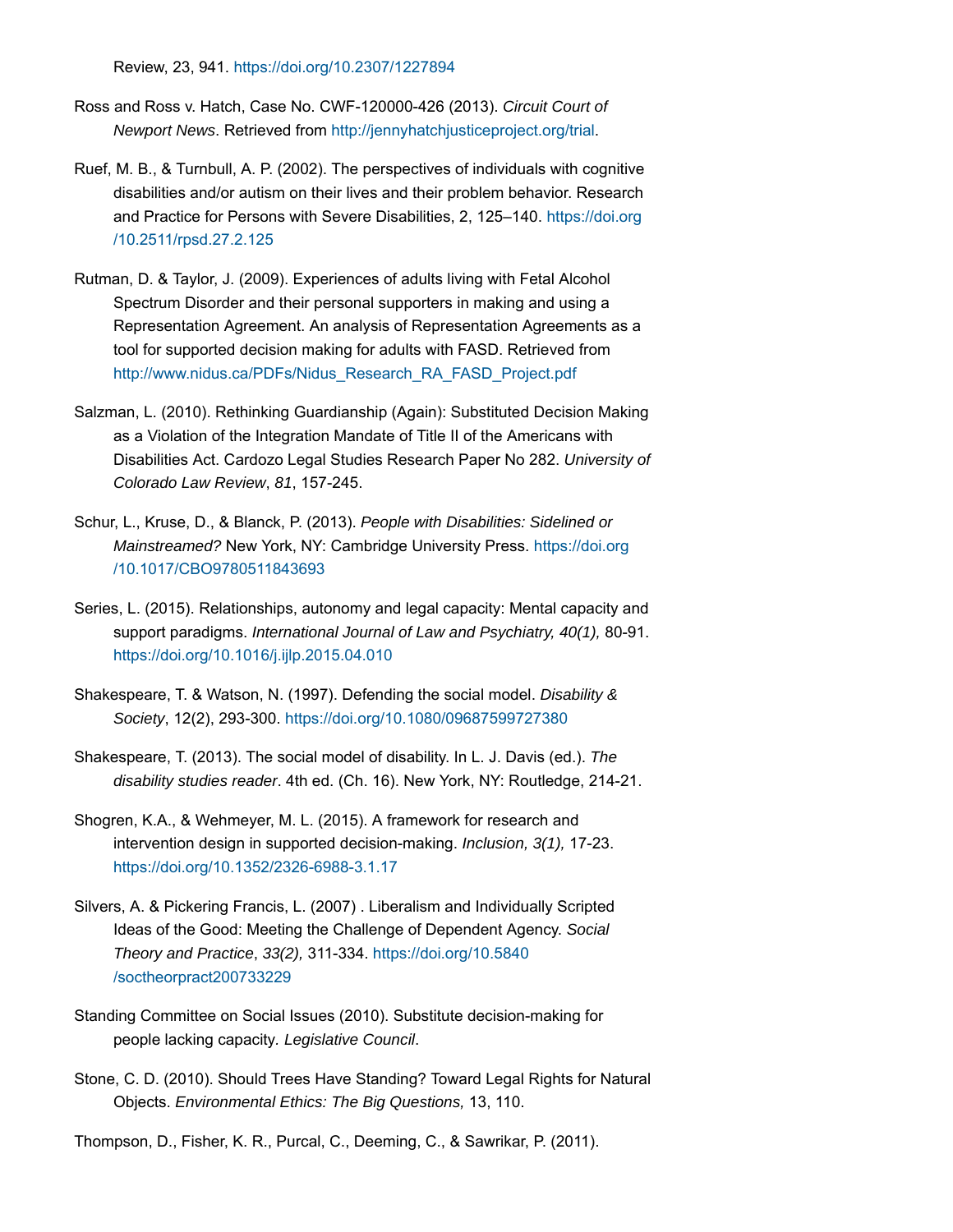Review, 23, 941. https://doi.org/10.2307/1227894

Ross and Ross v. Hatch, Case No. CWF-120000-426 (2013). *Circuit Court of Newport News*. Retrieved from http://jennyhatchjusticeproject.org/trial.

Ruef, M. B., & Turnbull, A. P. (2002). The perspectives of individuals with cognitive disabilities and/or autism on their lives and their problem behavior. Research and Practice for Persons with Severe Disabilities, 2, 125–140. https://doi.org/10.2511/rpsd.27.2.125

Rutman, D. & Taylor, J. (2009). Experiences of adults living with Fetal Alcohol Spectrum Disorder and their personal supporters in making and using a Representation Agreement. An analysis of Representation Agreements as a tool for supported decision making for adults with FASD. Retrieved from http://www.nidus.ca/PDFs/Nidus_Research_RA_FASD_Project.pdf

Salzman, L. (2010). Rethinking Guardianship (Again): Substituted Decision Making as a Violation of the Integration Mandate of Title II of the Americans with Disabilities Act. Cardozo Legal Studies Research Paper No 282. *University of Colorado Law Review*, *81*, 157-245.

Schur, L., Kruse, D., & Blanck, P. (2013). *People with Disabilities: Sidelined or Mainstreamed?* New York, NY: Cambridge University Press. https://doi.org/10.1017/CBO9780511843693

Series, L. (2015). Relationships, autonomy and legal capacity: Mental capacity and support paradigms. *International Journal of Law and Psychiatry, 40(1),* 80-91. https://doi.org/10.1016/j.ijlp.2015.04.010

Shakespeare, T. & Watson, N. (1997). Defending the social model. *Disability & Society*, 12(2), 293-300. https://doi.org/10.1080/09687599727380

Shakespeare, T. (2013). The social model of disability. In L. J. Davis (ed.). *The disability studies reader*. 4th ed. (Ch. 16). New York, NY: Routledge, 214-21.

Shogren, K.A., & Wehmeyer, M. L. (2015). A framework for research and intervention design in supported decision-making. *Inclusion, 3(1),* 17-23. https://doi.org/10.1352/2326-6988-3.1.17

Silvers, A. & Pickering Francis, L. (2007) . Liberalism and Individually Scripted Ideas of the Good: Meeting the Challenge of Dependent Agency. *Social Theory and Practice*, *33(2),* 311-334. https://doi.org/10.5840/soctheorpract200733229

Standing Committee on Social Issues (2010). Substitute decision-making for people lacking capacity. *Legislative Council*.

Stone, C. D. (2010). Should Trees Have Standing? Toward Legal Rights for Natural Objects. *Environmental Ethics: The Big Questions,* 13, 110.

Thompson, D., Fisher, K. R., Purcal, C., Deeming, C., & Sawrikar, P. (2011).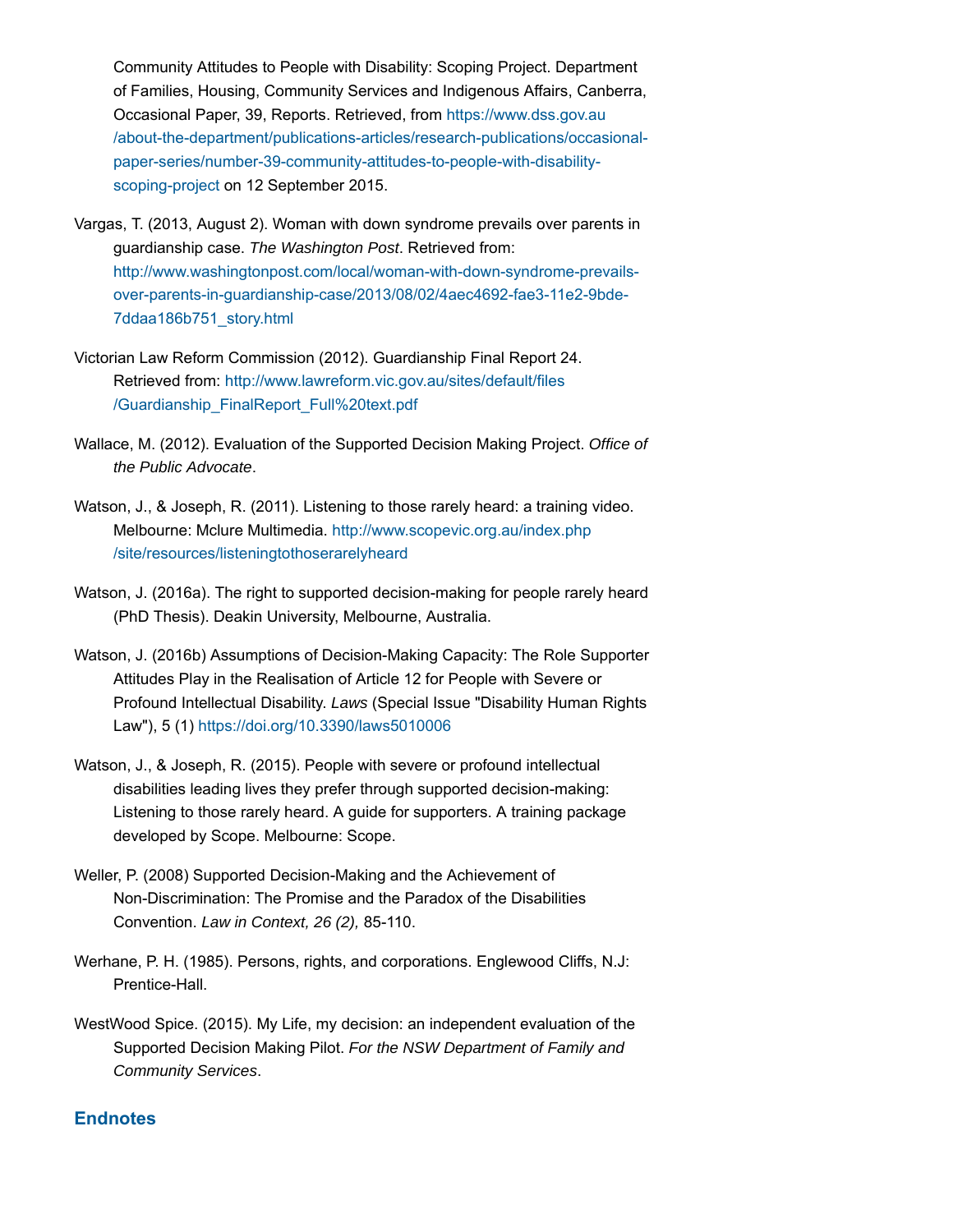Community Attitudes to People with Disability: Scoping Project. Department of Families, Housing, Community Services and Indigenous Affairs, Canberra, Occasional Paper, 39, Reports. Retrieved, from https://www.dss.gov.au/about-the-department/publications-articles/research-publications/occasional-paper-series/number-39-community-attitudes-to-people-with-disability-scoping-project on 12 September 2015.

Vargas, T. (2013, August 2). Woman with down syndrome prevails over parents in guardianship case. *The Washington Post*. Retrieved from: http://www.washingtonpost.com/local/woman-with-down-syndrome-prevails-over-parents-in-guardianship-case/2013/08/02/4aec4692-fae3-11e2-9bde-7ddaa186b751_story.html

Victorian Law Reform Commission (2012). Guardianship Final Report 24. Retrieved from: http://www.lawreform.vic.gov.au/sites/default/files/Guardianship_FinalReport_Full%20text.pdf

Wallace, M. (2012). Evaluation of the Supported Decision Making Project. *Office of the Public Advocate*.

Watson, J., & Joseph, R. (2011). Listening to those rarely heard: a training video. Melbourne: Mclure Multimedia. http://www.scopevic.org.au/index.php/site/resources/listeningtothoserarelyheard

Watson, J. (2016a). The right to supported decision-making for people rarely heard (PhD Thesis). Deakin University, Melbourne, Australia.

Watson, J. (2016b) Assumptions of Decision-Making Capacity: The Role Supporter Attitudes Play in the Realisation of Article 12 for People with Severe or Profound Intellectual Disability. *Laws* (Special Issue "Disability Human Rights Law"), 5 (1) https://doi.org/10.3390/laws5010006

Watson, J., & Joseph, R. (2015). People with severe or profound intellectual disabilities leading lives they prefer through supported decision-making: Listening to those rarely heard. A guide for supporters. A training package developed by Scope. Melbourne: Scope.

Weller, P. (2008) Supported Decision-Making and the Achievement of Non-Discrimination: The Promise and the Paradox of the Disabilities Convention. *Law in Context, 26 (2),* 85-110.

Werhane, P. H. (1985). Persons, rights, and corporations. Englewood Cliffs, N.J: Prentice-Hall.

WestWood Spice. (2015). My Life, my decision: an independent evaluation of the Supported Decision Making Pilot. *For the NSW Department of Family and Community Services*.

## Endnotes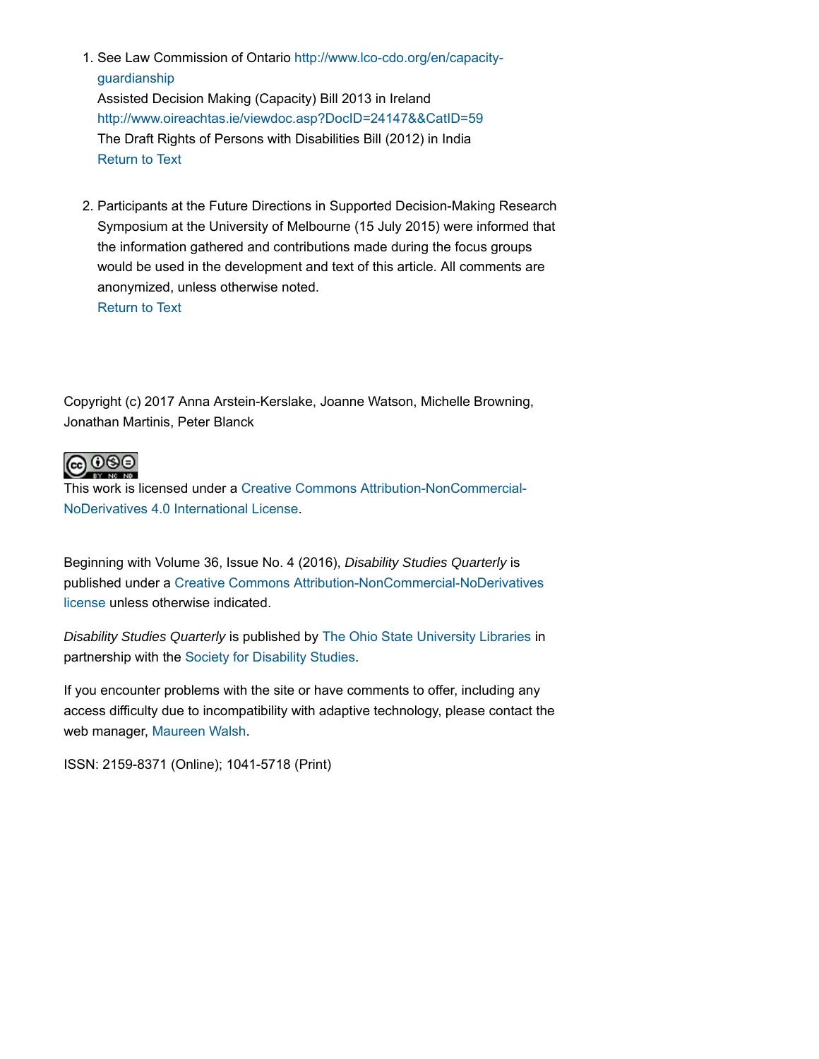1. See Law Commission of Ontario http://www.lco-cdo.org/en/capacity-guardianship
   Assisted Decision Making (Capacity) Bill 2013 in Ireland
   http://www.oireachtas.ie/viewdoc.asp?DocID=24147&&CatID=59
   The Draft Rights of Persons with Disabilities Bill (2012) in India
   Return to Text

2. Participants at the Future Directions in Supported Decision-Making Research Symposium at the University of Melbourne (15 July 2015) were informed that the information gathered and contributions made during the focus groups would be used in the development and text of this article. All comments are anonymized, unless otherwise noted.
   Return to Text

Copyright (c) 2017 Anna Arstein-Kerslake, Joanne Watson, Michelle Browning, Jonathan Martinis, Peter Blanck

This work is licensed under a Creative Commons Attribution-NonCommercial-NoDerivatives 4.0 International License.

Beginning with Volume 36, Issue No. 4 (2016), *Disability Studies Quarterly* is published under a Creative Commons Attribution-NonCommercial-NoDerivatives license unless otherwise indicated.

*Disability Studies Quarterly* is published by The Ohio State University Libraries in partnership with the Society for Disability Studies.

If you encounter problems with the site or have comments to offer, including any access difficulty due to incompatibility with adaptive technology, please contact the web manager, Maureen Walsh.

ISSN: 2159-8371 (Online); 1041-5718 (Print)